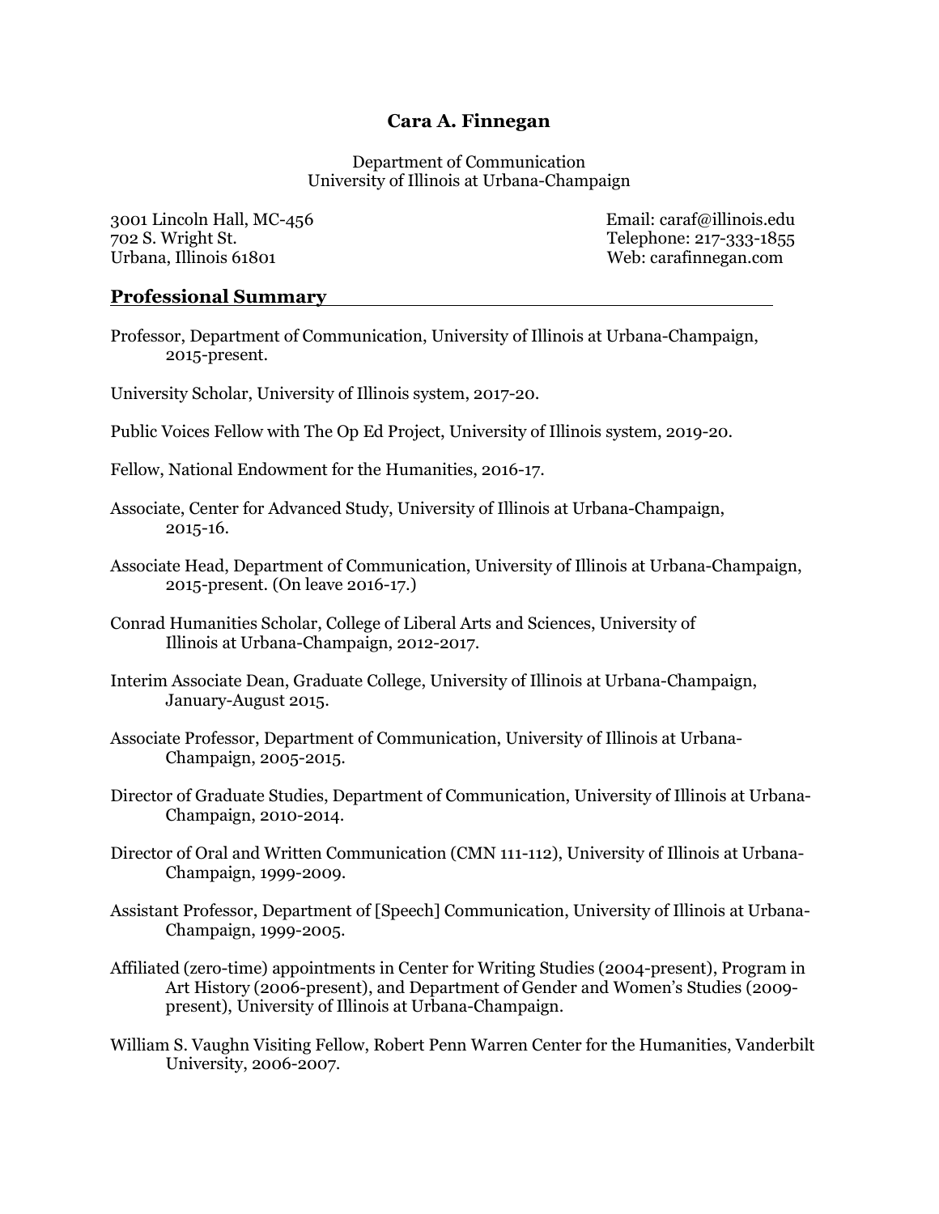# Cara A. Finnegan

Department of Communication
University of Illinois at Urbana-Champaign

3001 Lincoln Hall, MC-456
702 S. Wright St.
Urbana, Illinois 61801

Email: caraf@illinois.edu
Telephone: 217-333-1855
Web: carafinnegan.com

## Professional Summary

Professor, Department of Communication, University of Illinois at Urbana-Champaign, 2015-present.

University Scholar, University of Illinois system, 2017-20.

Public Voices Fellow with The Op Ed Project, University of Illinois system, 2019-20.

Fellow, National Endowment for the Humanities, 2016-17.

Associate, Center for Advanced Study, University of Illinois at Urbana-Champaign, 2015-16.

Associate Head, Department of Communication, University of Illinois at Urbana-Champaign, 2015-present. (On leave 2016-17.)

Conrad Humanities Scholar, College of Liberal Arts and Sciences, University of Illinois at Urbana-Champaign, 2012-2017.

Interim Associate Dean, Graduate College, University of Illinois at Urbana-Champaign, January-August 2015.

Associate Professor, Department of Communication, University of Illinois at Urbana-Champaign, 2005-2015.

Director of Graduate Studies, Department of Communication, University of Illinois at Urbana-Champaign, 2010-2014.

Director of Oral and Written Communication (CMN 111-112), University of Illinois at Urbana-Champaign, 1999-2009.

Assistant Professor, Department of [Speech] Communication, University of Illinois at Urbana-Champaign, 1999-2005.

Affiliated (zero-time) appointments in Center for Writing Studies (2004-present), Program in Art History (2006-present), and Department of Gender and Women's Studies (2009-present), University of Illinois at Urbana-Champaign.

William S. Vaughn Visiting Fellow, Robert Penn Warren Center for the Humanities, Vanderbilt University, 2006-2007.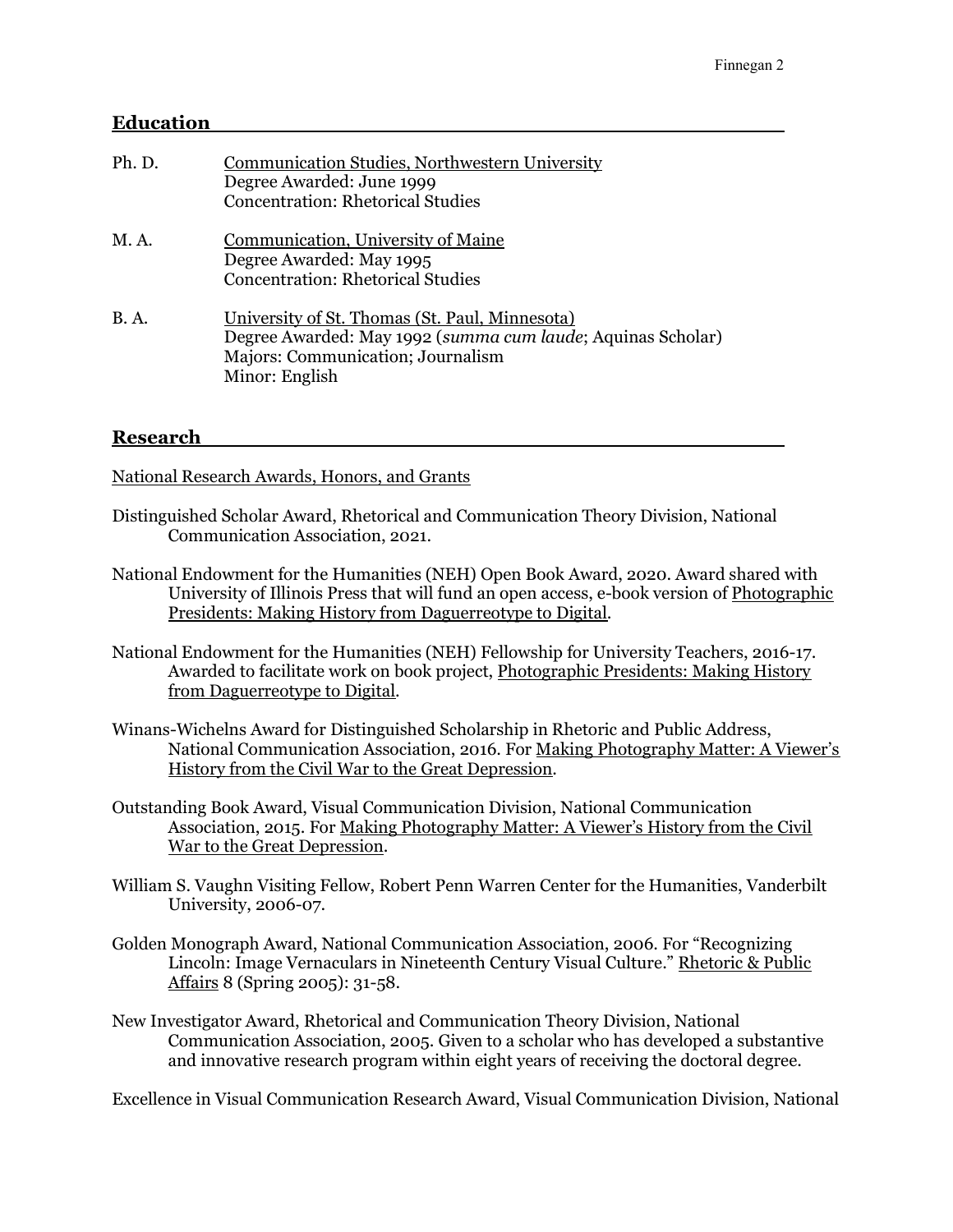## Education

Ph. D. — Communication Studies, Northwestern University
Degree Awarded: June 1999
Concentration: Rhetorical Studies

M. A. — Communication, University of Maine
Degree Awarded: May 1995
Concentration: Rhetorical Studies

B. A. — University of St. Thomas (St. Paul, Minnesota)
Degree Awarded: May 1992 (*summa cum laude*; Aquinas Scholar)
Majors: Communication; Journalism
Minor: English

## Research

National Research Awards, Honors, and Grants

Distinguished Scholar Award, Rhetorical and Communication Theory Division, National Communication Association, 2021.

National Endowment for the Humanities (NEH) Open Book Award, 2020. Award shared with University of Illinois Press that will fund an open access, e-book version of Photographic Presidents: Making History from Daguerreotype to Digital.

National Endowment for the Humanities (NEH) Fellowship for University Teachers, 2016-17. Awarded to facilitate work on book project, Photographic Presidents: Making History from Daguerreotype to Digital.

Winans-Wichelns Award for Distinguished Scholarship in Rhetoric and Public Address, National Communication Association, 2016. For Making Photography Matter: A Viewer's History from the Civil War to the Great Depression.

Outstanding Book Award, Visual Communication Division, National Communication Association, 2015. For Making Photography Matter: A Viewer's History from the Civil War to the Great Depression.

William S. Vaughn Visiting Fellow, Robert Penn Warren Center for the Humanities, Vanderbilt University, 2006-07.

Golden Monograph Award, National Communication Association, 2006. For "Recognizing Lincoln: Image Vernaculars in Nineteenth Century Visual Culture." Rhetoric & Public Affairs 8 (Spring 2005): 31-58.

New Investigator Award, Rhetorical and Communication Theory Division, National Communication Association, 2005. Given to a scholar who has developed a substantive and innovative research program within eight years of receiving the doctoral degree.

Excellence in Visual Communication Research Award, Visual Communication Division, National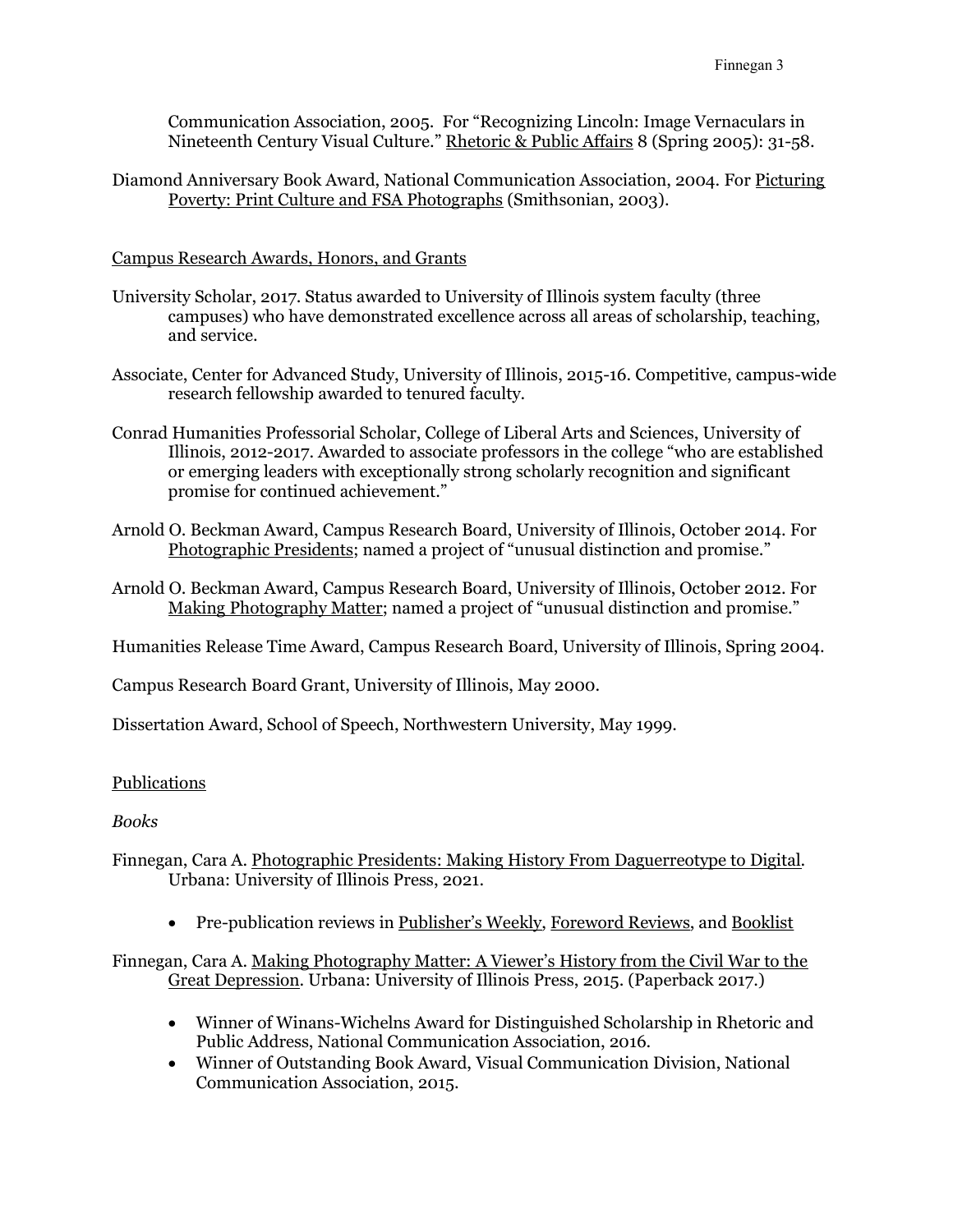Communication Association, 2005. For "Recognizing Lincoln: Image Vernaculars in Nineteenth Century Visual Culture." Rhetoric & Public Affairs 8 (Spring 2005): 31-58.

Diamond Anniversary Book Award, National Communication Association, 2004. For Picturing Poverty: Print Culture and FSA Photographs (Smithsonian, 2003).

Campus Research Awards, Honors, and Grants

University Scholar, 2017. Status awarded to University of Illinois system faculty (three campuses) who have demonstrated excellence across all areas of scholarship, teaching, and service.

Associate, Center for Advanced Study, University of Illinois, 2015-16. Competitive, campus-wide research fellowship awarded to tenured faculty.

Conrad Humanities Professorial Scholar, College of Liberal Arts and Sciences, University of Illinois, 2012-2017. Awarded to associate professors in the college "who are established or emerging leaders with exceptionally strong scholarly recognition and significant promise for continued achievement."

Arnold O. Beckman Award, Campus Research Board, University of Illinois, October 2014. For Photographic Presidents; named a project of "unusual distinction and promise."

Arnold O. Beckman Award, Campus Research Board, University of Illinois, October 2012. For Making Photography Matter; named a project of "unusual distinction and promise."

Humanities Release Time Award, Campus Research Board, University of Illinois, Spring 2004.

Campus Research Board Grant, University of Illinois, May 2000.

Dissertation Award, School of Speech, Northwestern University, May 1999.

Publications

*Books*

Finnegan, Cara A. Photographic Presidents: Making History From Daguerreotype to Digital. Urbana: University of Illinois Press, 2021.

- Pre-publication reviews in Publisher's Weekly, Foreword Reviews, and Booklist

Finnegan, Cara A. Making Photography Matter: A Viewer's History from the Civil War to the Great Depression. Urbana: University of Illinois Press, 2015. (Paperback 2017.)

- Winner of Winans-Wichelns Award for Distinguished Scholarship in Rhetoric and Public Address, National Communication Association, 2016.
- Winner of Outstanding Book Award, Visual Communication Division, National Communication Association, 2015.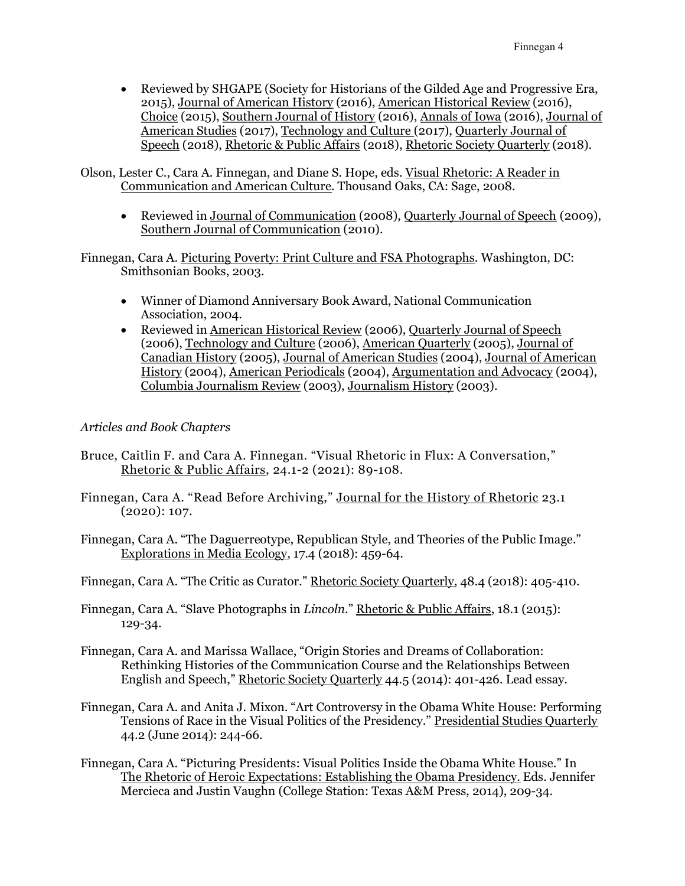- Reviewed by SHGAPE (Society for Historians of the Gilded Age and Progressive Era, 2015), Journal of American History (2016), American Historical Review (2016), Choice (2015), Southern Journal of History (2016), Annals of Iowa (2016), Journal of American Studies (2017), Technology and Culture (2017), Quarterly Journal of Speech (2018), Rhetoric & Public Affairs (2018), Rhetoric Society Quarterly (2018).

Olson, Lester C., Cara A. Finnegan, and Diane S. Hope, eds. Visual Rhetoric: A Reader in Communication and American Culture. Thousand Oaks, CA: Sage, 2008.

- Reviewed in Journal of Communication (2008), Quarterly Journal of Speech (2009), Southern Journal of Communication (2010).

Finnegan, Cara A. Picturing Poverty: Print Culture and FSA Photographs. Washington, DC: Smithsonian Books, 2003.

- Winner of Diamond Anniversary Book Award, National Communication Association, 2004.
- Reviewed in American Historical Review (2006), Quarterly Journal of Speech (2006), Technology and Culture (2006), American Quarterly (2005), Journal of Canadian History (2005), Journal of American Studies (2004), Journal of American History (2004), American Periodicals (2004), Argumentation and Advocacy (2004), Columbia Journalism Review (2003), Journalism History (2003).

*Articles and Book Chapters*

Bruce, Caitlin F. and Cara A. Finnegan. "Visual Rhetoric in Flux: A Conversation," Rhetoric & Public Affairs, 24.1-2 (2021): 89-108.

Finnegan, Cara A. "Read Before Archiving," Journal for the History of Rhetoric 23.1 (2020): 107.

Finnegan, Cara A. "The Daguerreotype, Republican Style, and Theories of the Public Image." Explorations in Media Ecology, 17.4 (2018): 459-64.

Finnegan, Cara A. "The Critic as Curator." Rhetoric Society Quarterly, 48.4 (2018): 405-410.

Finnegan, Cara A. "Slave Photographs in *Lincoln*." Rhetoric & Public Affairs, 18.1 (2015): 129-34.

Finnegan, Cara A. and Marissa Wallace, "Origin Stories and Dreams of Collaboration: Rethinking Histories of the Communication Course and the Relationships Between English and Speech," Rhetoric Society Quarterly 44.5 (2014): 401-426. Lead essay.

Finnegan, Cara A. and Anita J. Mixon. "Art Controversy in the Obama White House: Performing Tensions of Race in the Visual Politics of the Presidency." Presidential Studies Quarterly 44.2 (June 2014): 244-66.

Finnegan, Cara A. "Picturing Presidents: Visual Politics Inside the Obama White House." In The Rhetoric of Heroic Expectations: Establishing the Obama Presidency. Eds. Jennifer Mercieca and Justin Vaughn (College Station: Texas A&M Press, 2014), 209-34.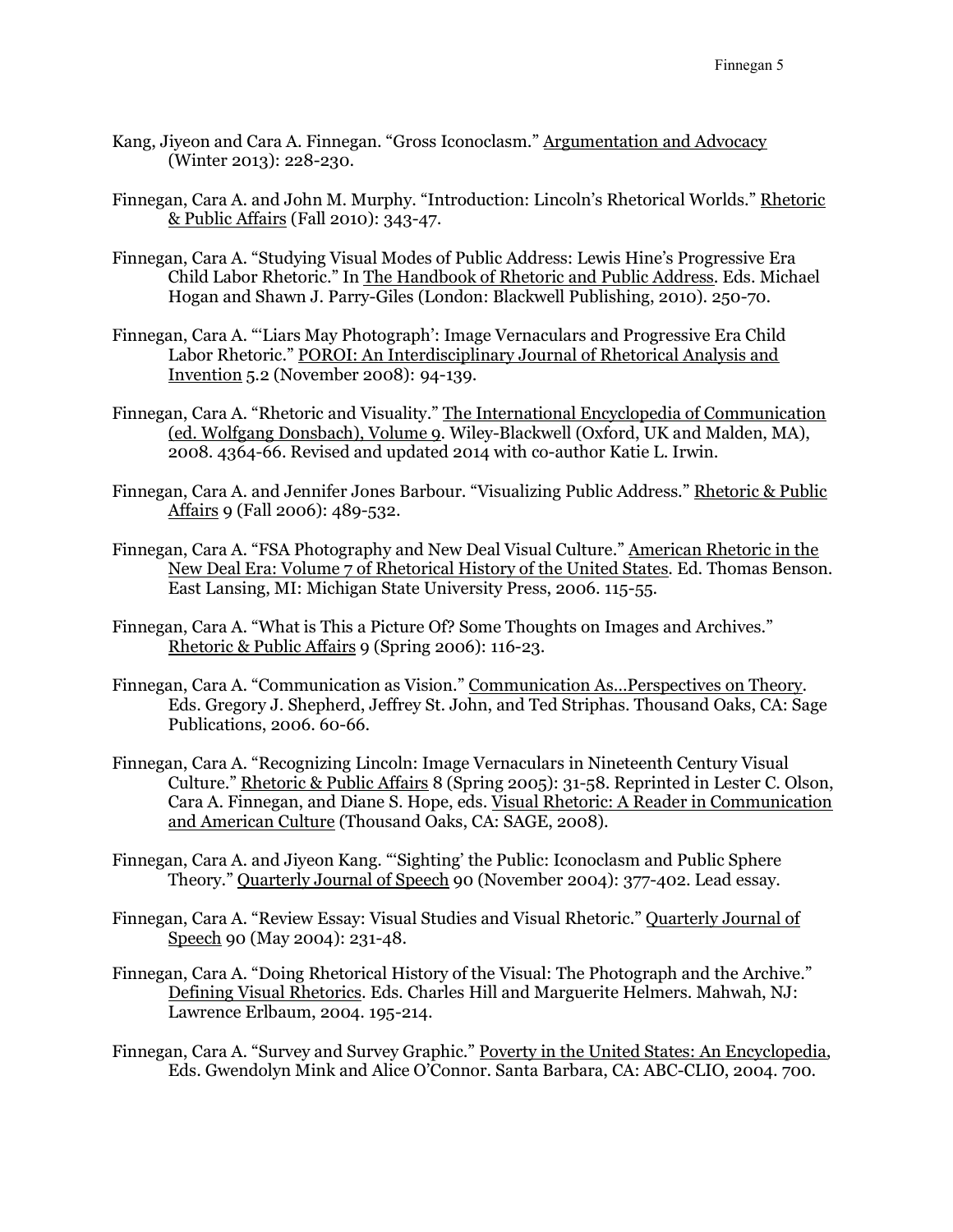Kang, Jiyeon and Cara A. Finnegan. "Gross Iconoclasm." Argumentation and Advocacy (Winter 2013): 228-230.

Finnegan, Cara A. and John M. Murphy. "Introduction: Lincoln's Rhetorical Worlds." Rhetoric & Public Affairs (Fall 2010): 343-47.

Finnegan, Cara A. "Studying Visual Modes of Public Address: Lewis Hine's Progressive Era Child Labor Rhetoric." In The Handbook of Rhetoric and Public Address. Eds. Michael Hogan and Shawn J. Parry-Giles (London: Blackwell Publishing, 2010). 250-70.

Finnegan, Cara A. "'Liars May Photograph': Image Vernaculars and Progressive Era Child Labor Rhetoric." POROI: An Interdisciplinary Journal of Rhetorical Analysis and Invention 5.2 (November 2008): 94-139.

Finnegan, Cara A. "Rhetoric and Visuality." The International Encyclopedia of Communication (ed. Wolfgang Donsbach), Volume 9. Wiley-Blackwell (Oxford, UK and Malden, MA), 2008. 4364-66. Revised and updated 2014 with co-author Katie L. Irwin.

Finnegan, Cara A. and Jennifer Jones Barbour. "Visualizing Public Address." Rhetoric & Public Affairs 9 (Fall 2006): 489-532.

Finnegan, Cara A. "FSA Photography and New Deal Visual Culture." American Rhetoric in the New Deal Era: Volume 7 of Rhetorical History of the United States. Ed. Thomas Benson. East Lansing, MI: Michigan State University Press, 2006. 115-55.

Finnegan, Cara A. "What is This a Picture Of? Some Thoughts on Images and Archives." Rhetoric & Public Affairs 9 (Spring 2006): 116-23.

Finnegan, Cara A. "Communication as Vision." Communication As…Perspectives on Theory. Eds. Gregory J. Shepherd, Jeffrey St. John, and Ted Striphas. Thousand Oaks, CA: Sage Publications, 2006. 60-66.

Finnegan, Cara A. "Recognizing Lincoln: Image Vernaculars in Nineteenth Century Visual Culture." Rhetoric & Public Affairs 8 (Spring 2005): 31-58. Reprinted in Lester C. Olson, Cara A. Finnegan, and Diane S. Hope, eds. Visual Rhetoric: A Reader in Communication and American Culture (Thousand Oaks, CA: SAGE, 2008).

Finnegan, Cara A. and Jiyeon Kang. "'Sighting' the Public: Iconoclasm and Public Sphere Theory." Quarterly Journal of Speech 90 (November 2004): 377-402. Lead essay.

Finnegan, Cara A. "Review Essay: Visual Studies and Visual Rhetoric." Quarterly Journal of Speech 90 (May 2004): 231-48.

Finnegan, Cara A. "Doing Rhetorical History of the Visual: The Photograph and the Archive." Defining Visual Rhetorics. Eds. Charles Hill and Marguerite Helmers. Mahwah, NJ: Lawrence Erlbaum, 2004. 195-214.

Finnegan, Cara A. "Survey and Survey Graphic." Poverty in the United States: An Encyclopedia, Eds. Gwendolyn Mink and Alice O'Connor. Santa Barbara, CA: ABC-CLIO, 2004. 700.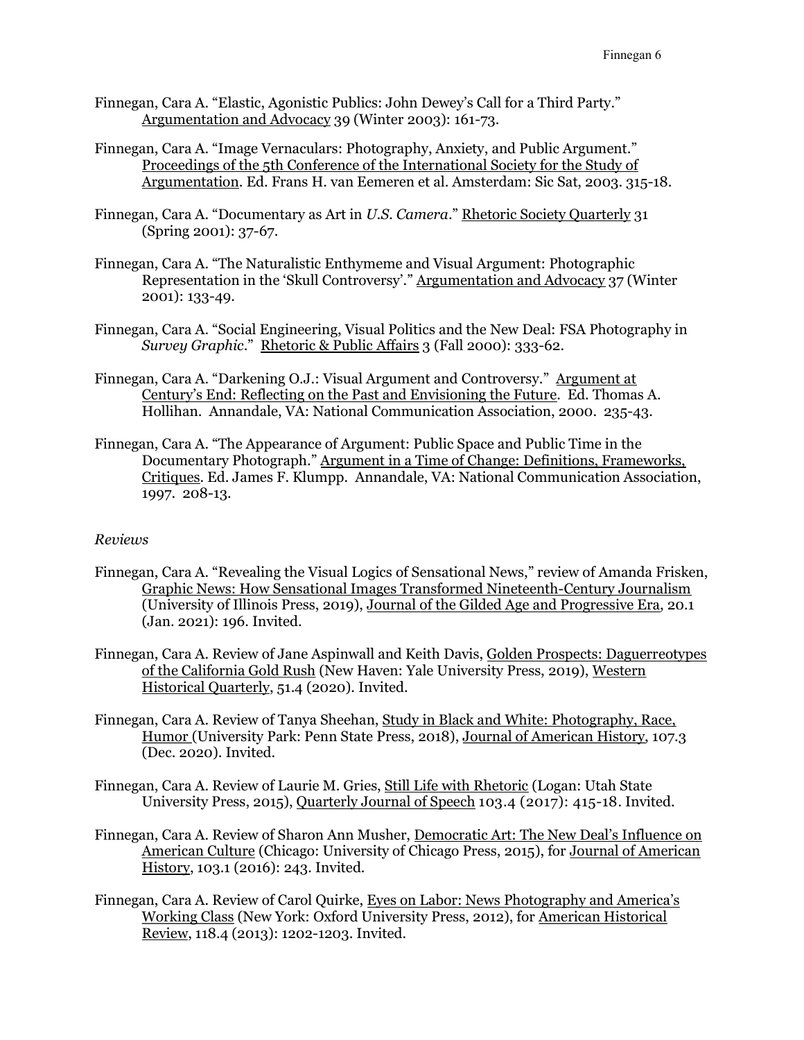Finnegan, Cara A. "Elastic, Agonistic Publics: John Dewey's Call for a Third Party." <u>Argumentation and Advocacy</u> 39 (Winter 2003): 161-73.

Finnegan, Cara A. "Image Vernaculars: Photography, Anxiety, and Public Argument." <u>Proceedings of the 5th Conference of the International Society for the Study of Argumentation</u>. Ed. Frans H. van Eemeren et al. Amsterdam: Sic Sat, 2003. 315-18.

Finnegan, Cara A. "Documentary as Art in *U.S. Camera*." <u>Rhetoric Society Quarterly</u> 31 (Spring 2001): 37-67.

Finnegan, Cara A. "The Naturalistic Enthymeme and Visual Argument: Photographic Representation in the 'Skull Controversy'." <u>Argumentation and Advocacy</u> 37 (Winter 2001): 133-49.

Finnegan, Cara A. "Social Engineering, Visual Politics and the New Deal: FSA Photography in *Survey Graphic*." <u>Rhetoric & Public Affairs</u> 3 (Fall 2000): 333-62.

Finnegan, Cara A. "Darkening O.J.: Visual Argument and Controversy." <u>Argument at Century's End: Reflecting on the Past and Envisioning the Future</u>. Ed. Thomas A. Hollihan. Annandale, VA: National Communication Association, 2000. 235-43.

Finnegan, Cara A. "The Appearance of Argument: Public Space and Public Time in the Documentary Photograph." <u>Argument in a Time of Change: Definitions, Frameworks, Critiques</u>. Ed. James F. Klumpp. Annandale, VA: National Communication Association, 1997. 208-13.

*Reviews*

Finnegan, Cara A. "Revealing the Visual Logics of Sensational News," review of Amanda Frisken, <u>Graphic News: How Sensational Images Transformed Nineteenth-Century Journalism</u> (University of Illinois Press, 2019), <u>Journal of the Gilded Age and Progressive Era</u>, 20.1 (Jan. 2021): 196. Invited.

Finnegan, Cara A. Review of Jane Aspinwall and Keith Davis, <u>Golden Prospects: Daguerreotypes of the California Gold Rush</u> (New Haven: Yale University Press, 2019), <u>Western Historical Quarterly</u>, 51.4 (2020). Invited.

Finnegan, Cara A. Review of Tanya Sheehan, <u>Study in Black and White: Photography, Race, Humor</u> (University Park: Penn State Press, 2018), <u>Journal of American History</u>, 107.3 (Dec. 2020). Invited.

Finnegan, Cara A. Review of Laurie M. Gries, <u>Still Life with Rhetoric</u> (Logan: Utah State University Press, 2015), <u>Quarterly Journal of Speech</u> 103.4 (2017): 415-18. Invited.

Finnegan, Cara A. Review of Sharon Ann Musher, <u>Democratic Art: The New Deal's Influence on American Culture</u> (Chicago: University of Chicago Press, 2015), for <u>Journal of American History</u>, 103.1 (2016): 243. Invited.

Finnegan, Cara A. Review of Carol Quirke, <u>Eyes on Labor: News Photography and America's Working Class</u> (New York: Oxford University Press, 2012), for <u>American Historical Review</u>, 118.4 (2013): 1202-1203. Invited.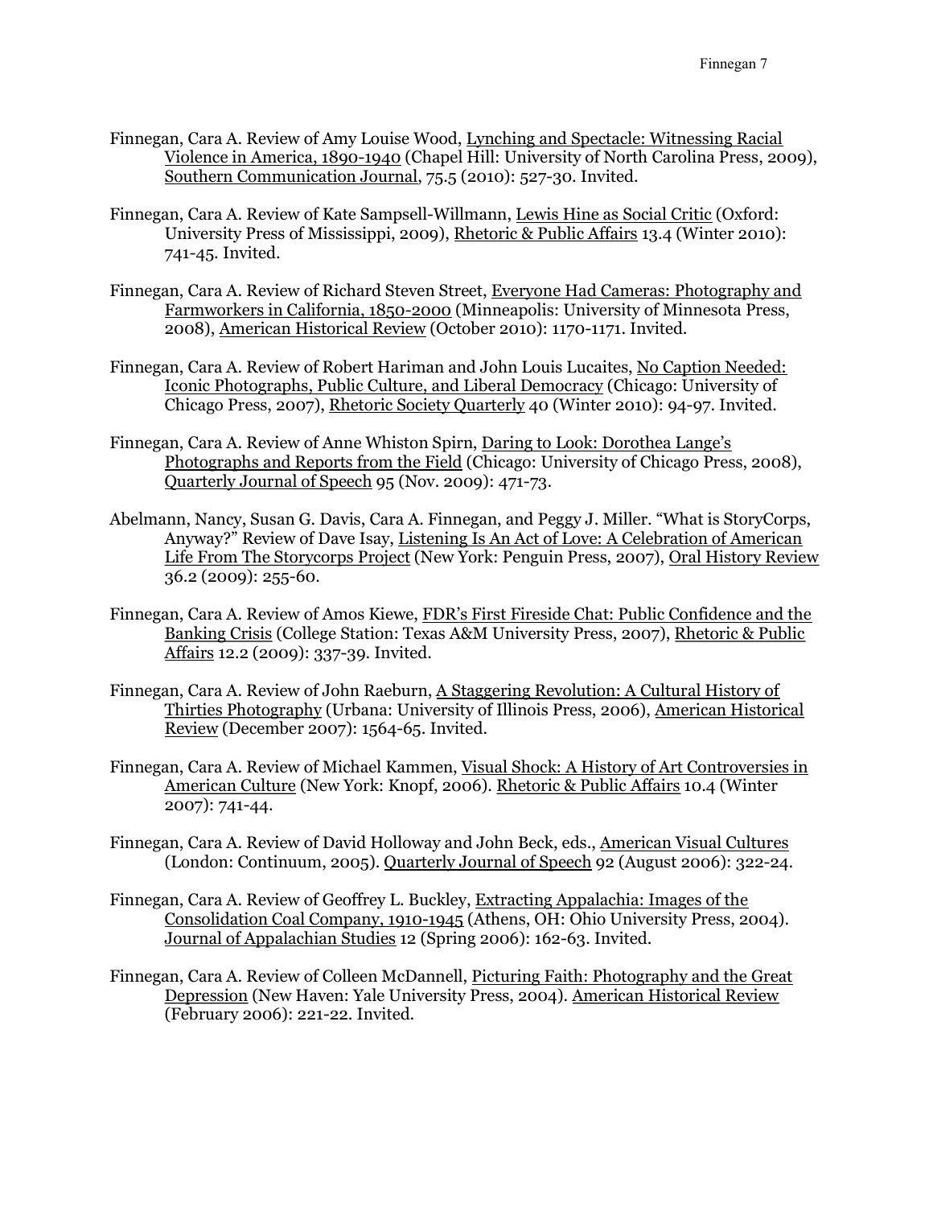Finnegan, Cara A. Review of Amy Louise Wood, Lynching and Spectacle: Witnessing Racial Violence in America, 1890-1940 (Chapel Hill: University of North Carolina Press, 2009), Southern Communication Journal, 75.5 (2010): 527-30. Invited.

Finnegan, Cara A. Review of Kate Sampsell-Willmann, Lewis Hine as Social Critic (Oxford: University Press of Mississippi, 2009), Rhetoric & Public Affairs 13.4 (Winter 2010): 741-45. Invited.

Finnegan, Cara A. Review of Richard Steven Street, Everyone Had Cameras: Photography and Farmworkers in California, 1850-2000 (Minneapolis: University of Minnesota Press, 2008), American Historical Review (October 2010): 1170-1171. Invited.

Finnegan, Cara A. Review of Robert Hariman and John Louis Lucaites, No Caption Needed: Iconic Photographs, Public Culture, and Liberal Democracy (Chicago: University of Chicago Press, 2007), Rhetoric Society Quarterly 40 (Winter 2010): 94-97. Invited.

Finnegan, Cara A. Review of Anne Whiston Spirn, Daring to Look: Dorothea Lange's Photographs and Reports from the Field (Chicago: University of Chicago Press, 2008), Quarterly Journal of Speech 95 (Nov. 2009): 471-73.

Abelmann, Nancy, Susan G. Davis, Cara A. Finnegan, and Peggy J. Miller. "What is StoryCorps, Anyway?" Review of Dave Isay, Listening Is An Act of Love: A Celebration of American Life From The Storycorps Project (New York: Penguin Press, 2007), Oral History Review 36.2 (2009): 255-60.

Finnegan, Cara A. Review of Amos Kiewe, FDR's First Fireside Chat: Public Confidence and the Banking Crisis (College Station: Texas A&M University Press, 2007), Rhetoric & Public Affairs 12.2 (2009): 337-39. Invited.

Finnegan, Cara A. Review of John Raeburn, A Staggering Revolution: A Cultural History of Thirties Photography (Urbana: University of Illinois Press, 2006), American Historical Review (December 2007): 1564-65. Invited.

Finnegan, Cara A. Review of Michael Kammen, Visual Shock: A History of Art Controversies in American Culture (New York: Knopf, 2006). Rhetoric & Public Affairs 10.4 (Winter 2007): 741-44.

Finnegan, Cara A. Review of David Holloway and John Beck, eds., American Visual Cultures (London: Continuum, 2005). Quarterly Journal of Speech 92 (August 2006): 322-24.

Finnegan, Cara A. Review of Geoffrey L. Buckley, Extracting Appalachia: Images of the Consolidation Coal Company, 1910-1945 (Athens, OH: Ohio University Press, 2004). Journal of Appalachian Studies 12 (Spring 2006): 162-63. Invited.

Finnegan, Cara A. Review of Colleen McDannell, Picturing Faith: Photography and the Great Depression (New Haven: Yale University Press, 2004). American Historical Review (February 2006): 221-22. Invited.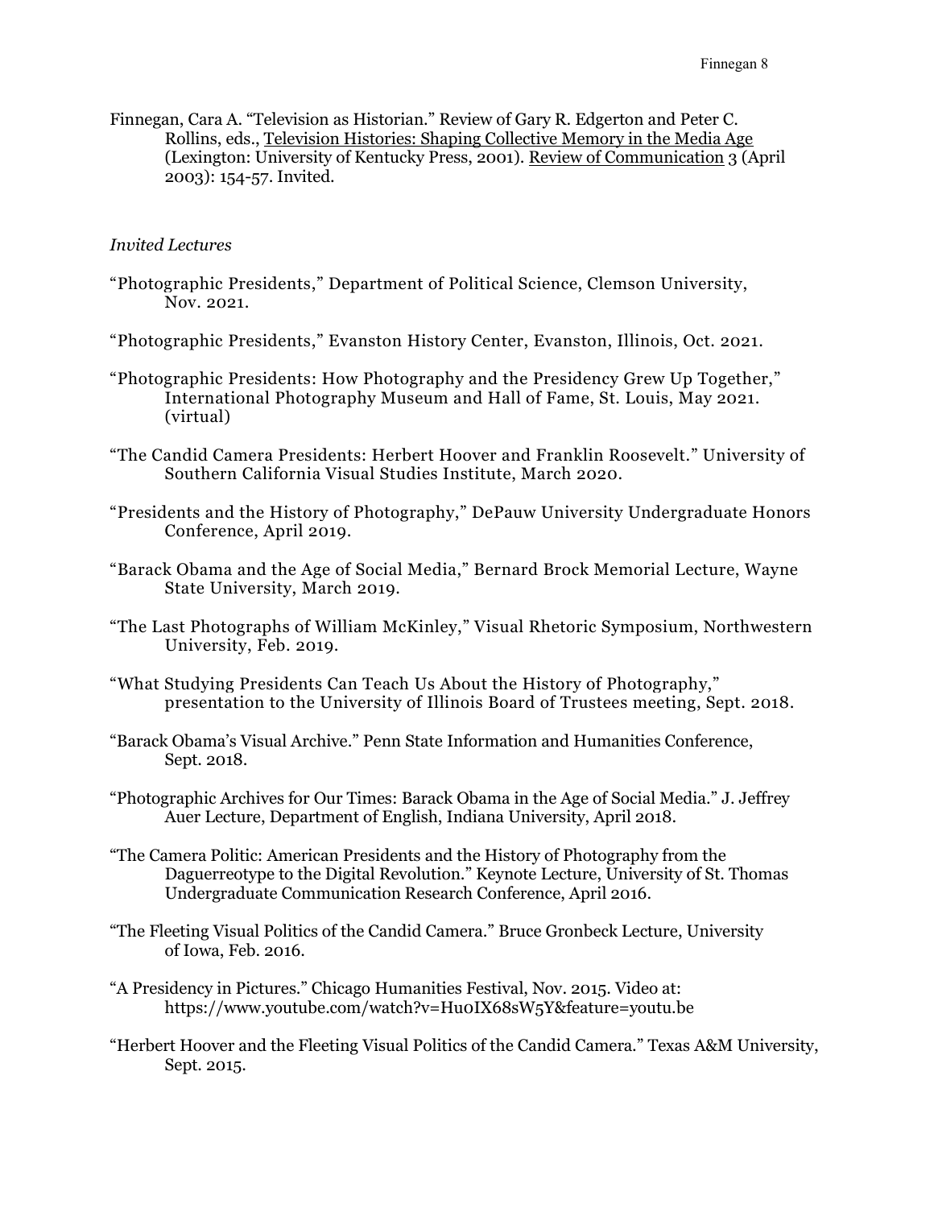Finnegan, Cara A. "Television as Historian." Review of Gary R. Edgerton and Peter C. Rollins, eds., Television Histories: Shaping Collective Memory in the Media Age (Lexington: University of Kentucky Press, 2001). Review of Communication 3 (April 2003): 154-57. Invited.

*Invited Lectures*

"Photographic Presidents," Department of Political Science, Clemson University, Nov. 2021.

"Photographic Presidents," Evanston History Center, Evanston, Illinois, Oct. 2021.

"Photographic Presidents: How Photography and the Presidency Grew Up Together," International Photography Museum and Hall of Fame, St. Louis, May 2021. (virtual)

"The Candid Camera Presidents: Herbert Hoover and Franklin Roosevelt." University of Southern California Visual Studies Institute, March 2020.

"Presidents and the History of Photography," DePauw University Undergraduate Honors Conference, April 2019.

"Barack Obama and the Age of Social Media," Bernard Brock Memorial Lecture, Wayne State University, March 2019.

"The Last Photographs of William McKinley," Visual Rhetoric Symposium, Northwestern University, Feb. 2019.

"What Studying Presidents Can Teach Us About the History of Photography," presentation to the University of Illinois Board of Trustees meeting, Sept. 2018.

"Barack Obama's Visual Archive." Penn State Information and Humanities Conference, Sept. 2018.

"Photographic Archives for Our Times: Barack Obama in the Age of Social Media." J. Jeffrey Auer Lecture, Department of English, Indiana University, April 2018.

"The Camera Politic: American Presidents and the History of Photography from the Daguerreotype to the Digital Revolution." Keynote Lecture, University of St. Thomas Undergraduate Communication Research Conference, April 2016.

"The Fleeting Visual Politics of the Candid Camera." Bruce Gronbeck Lecture, University of Iowa, Feb. 2016.

"A Presidency in Pictures." Chicago Humanities Festival, Nov. 2015. Video at: https://www.youtube.com/watch?v=Hu0IX68sW5Y&feature=youtu.be

"Herbert Hoover and the Fleeting Visual Politics of the Candid Camera." Texas A&M University, Sept. 2015.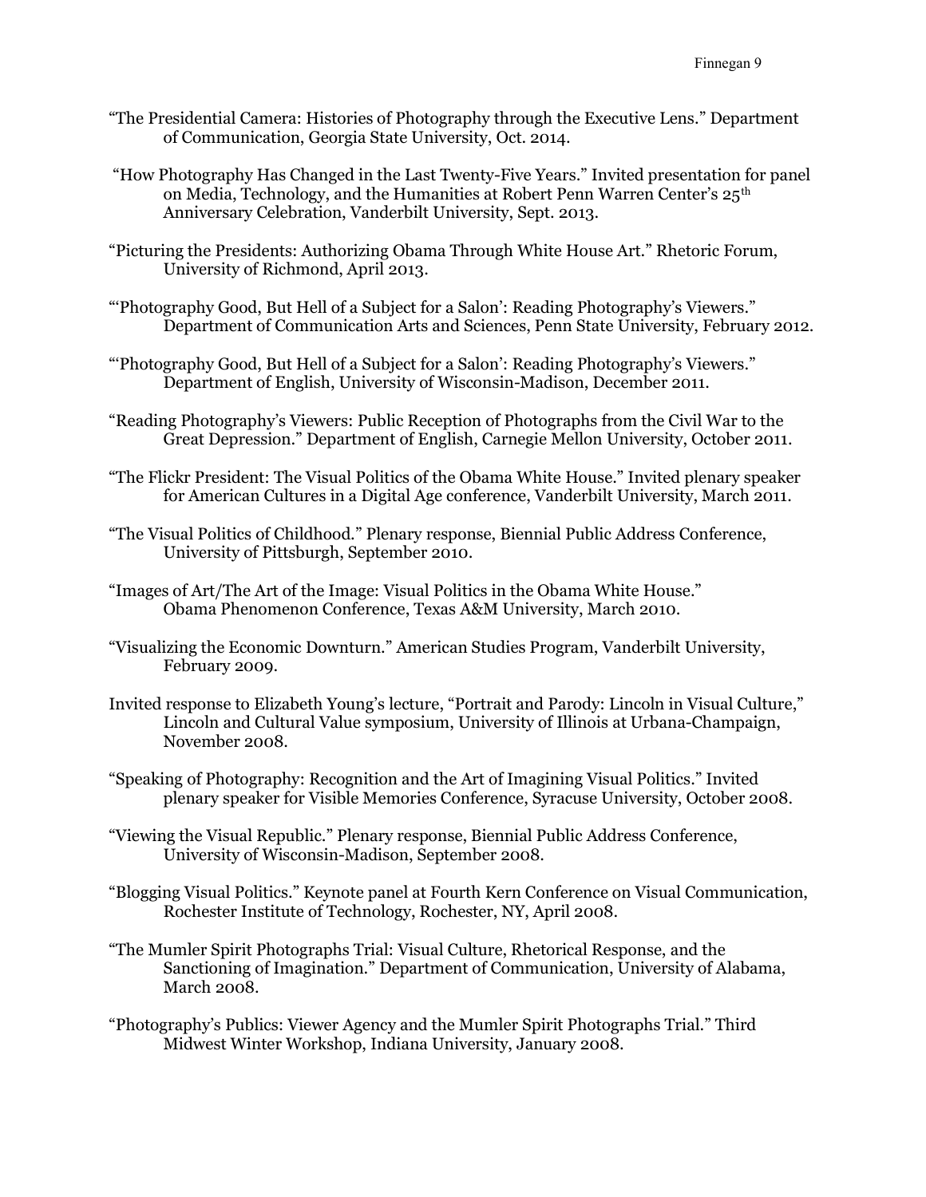"The Presidential Camera: Histories of Photography through the Executive Lens." Department of Communication, Georgia State University, Oct. 2014.

"How Photography Has Changed in the Last Twenty-Five Years." Invited presentation for panel on Media, Technology, and the Humanities at Robert Penn Warren Center's 25th Anniversary Celebration, Vanderbilt University, Sept. 2013.

"Picturing the Presidents: Authorizing Obama Through White House Art." Rhetoric Forum, University of Richmond, April 2013.

"'Photography Good, But Hell of a Subject for a Salon': Reading Photography's Viewers." Department of Communication Arts and Sciences, Penn State University, February 2012.

"'Photography Good, But Hell of a Subject for a Salon': Reading Photography's Viewers." Department of English, University of Wisconsin-Madison, December 2011.

"Reading Photography's Viewers: Public Reception of Photographs from the Civil War to the Great Depression." Department of English, Carnegie Mellon University, October 2011.

"The Flickr President: The Visual Politics of the Obama White House." Invited plenary speaker for American Cultures in a Digital Age conference, Vanderbilt University, March 2011.

"The Visual Politics of Childhood." Plenary response, Biennial Public Address Conference, University of Pittsburgh, September 2010.

"Images of Art/The Art of the Image: Visual Politics in the Obama White House." Obama Phenomenon Conference, Texas A&M University, March 2010.

"Visualizing the Economic Downturn." American Studies Program, Vanderbilt University, February 2009.

Invited response to Elizabeth Young's lecture, "Portrait and Parody: Lincoln in Visual Culture," Lincoln and Cultural Value symposium, University of Illinois at Urbana-Champaign, November 2008.

"Speaking of Photography: Recognition and the Art of Imagining Visual Politics." Invited plenary speaker for Visible Memories Conference, Syracuse University, October 2008.

"Viewing the Visual Republic." Plenary response, Biennial Public Address Conference, University of Wisconsin-Madison, September 2008.

"Blogging Visual Politics." Keynote panel at Fourth Kern Conference on Visual Communication, Rochester Institute of Technology, Rochester, NY, April 2008.

"The Mumler Spirit Photographs Trial: Visual Culture, Rhetorical Response, and the Sanctioning of Imagination." Department of Communication, University of Alabama, March 2008.

"Photography's Publics: Viewer Agency and the Mumler Spirit Photographs Trial." Third Midwest Winter Workshop, Indiana University, January 2008.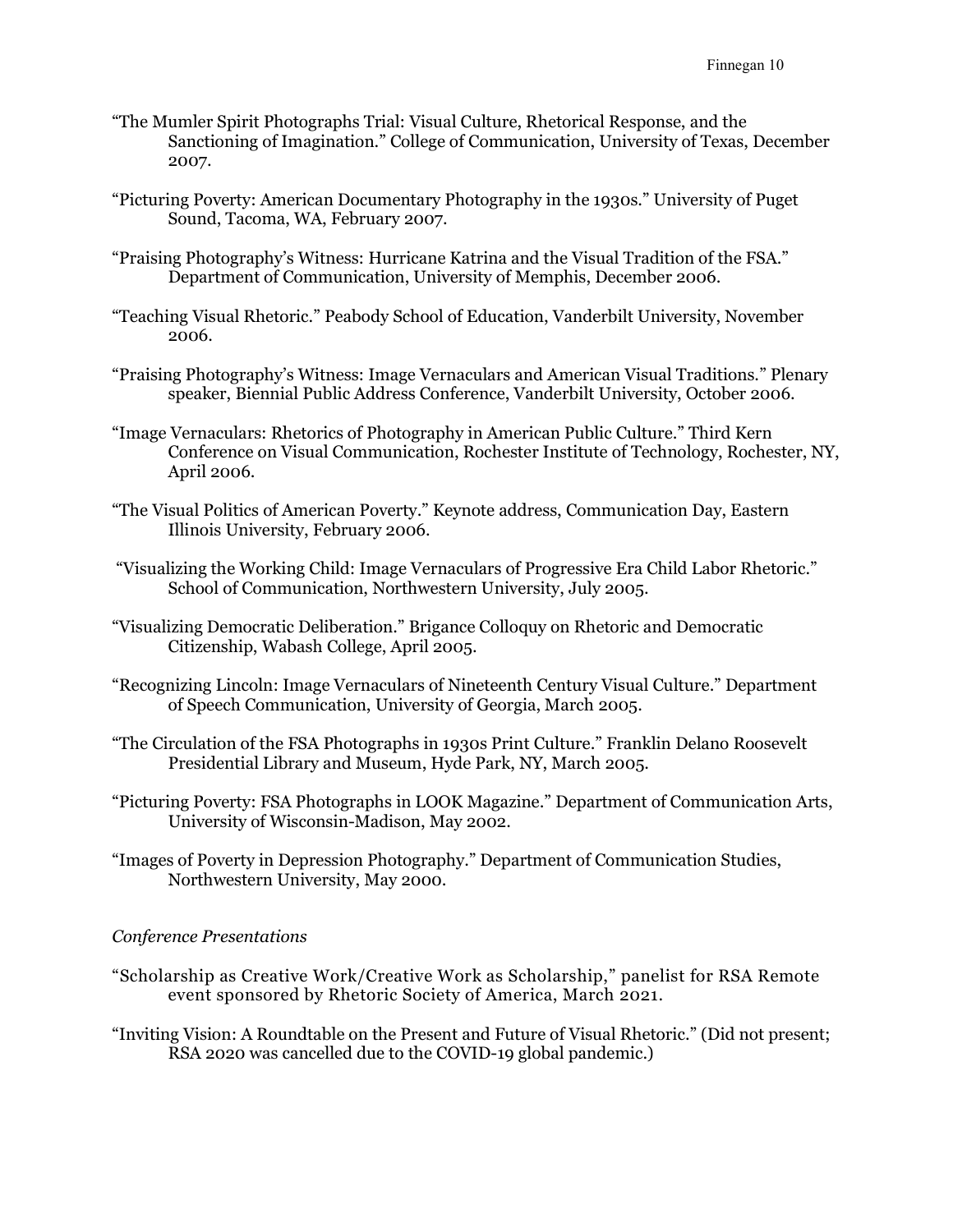"The Mumler Spirit Photographs Trial: Visual Culture, Rhetorical Response, and the Sanctioning of Imagination." College of Communication, University of Texas, December 2007.

"Picturing Poverty: American Documentary Photography in the 1930s." University of Puget Sound, Tacoma, WA, February 2007.

"Praising Photography's Witness: Hurricane Katrina and the Visual Tradition of the FSA." Department of Communication, University of Memphis, December 2006.

"Teaching Visual Rhetoric." Peabody School of Education, Vanderbilt University, November 2006.

"Praising Photography's Witness: Image Vernaculars and American Visual Traditions." Plenary speaker, Biennial Public Address Conference, Vanderbilt University, October 2006.

"Image Vernaculars: Rhetorics of Photography in American Public Culture." Third Kern Conference on Visual Communication, Rochester Institute of Technology, Rochester, NY, April 2006.

"The Visual Politics of American Poverty." Keynote address, Communication Day, Eastern Illinois University, February 2006.

"Visualizing the Working Child: Image Vernaculars of Progressive Era Child Labor Rhetoric." School of Communication, Northwestern University, July 2005.

"Visualizing Democratic Deliberation." Brigance Colloquy on Rhetoric and Democratic Citizenship, Wabash College, April 2005.

"Recognizing Lincoln: Image Vernaculars of Nineteenth Century Visual Culture." Department of Speech Communication, University of Georgia, March 2005.

"The Circulation of the FSA Photographs in 1930s Print Culture." Franklin Delano Roosevelt Presidential Library and Museum, Hyde Park, NY, March 2005.

"Picturing Poverty: FSA Photographs in LOOK Magazine." Department of Communication Arts, University of Wisconsin-Madison, May 2002.

"Images of Poverty in Depression Photography." Department of Communication Studies, Northwestern University, May 2000.

*Conference Presentations*

"Scholarship as Creative Work/Creative Work as Scholarship," panelist for RSA Remote event sponsored by Rhetoric Society of America, March 2021.

"Inviting Vision: A Roundtable on the Present and Future of Visual Rhetoric." (Did not present; RSA 2020 was cancelled due to the COVID-19 global pandemic.)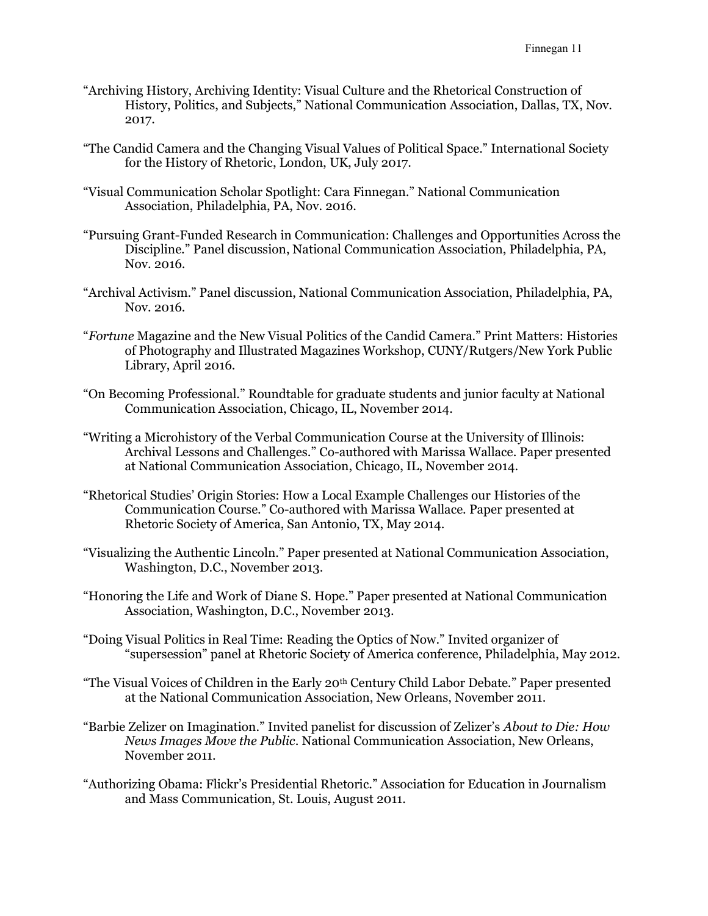"Archiving History, Archiving Identity: Visual Culture and the Rhetorical Construction of History, Politics, and Subjects," National Communication Association, Dallas, TX, Nov. 2017.

"The Candid Camera and the Changing Visual Values of Political Space." International Society for the History of Rhetoric, London, UK, July 2017.

"Visual Communication Scholar Spotlight: Cara Finnegan." National Communication Association, Philadelphia, PA, Nov. 2016.

"Pursuing Grant-Funded Research in Communication: Challenges and Opportunities Across the Discipline." Panel discussion, National Communication Association, Philadelphia, PA, Nov. 2016.

"Archival Activism." Panel discussion, National Communication Association, Philadelphia, PA, Nov. 2016.

"*Fortune* Magazine and the New Visual Politics of the Candid Camera." Print Matters: Histories of Photography and Illustrated Magazines Workshop, CUNY/Rutgers/New York Public Library, April 2016.

"On Becoming Professional." Roundtable for graduate students and junior faculty at National Communication Association, Chicago, IL, November 2014.

"Writing a Microhistory of the Verbal Communication Course at the University of Illinois: Archival Lessons and Challenges." Co-authored with Marissa Wallace. Paper presented at National Communication Association, Chicago, IL, November 2014.

"Rhetorical Studies' Origin Stories: How a Local Example Challenges our Histories of the Communication Course." Co-authored with Marissa Wallace. Paper presented at Rhetoric Society of America, San Antonio, TX, May 2014.

"Visualizing the Authentic Lincoln." Paper presented at National Communication Association, Washington, D.C., November 2013.

"Honoring the Life and Work of Diane S. Hope." Paper presented at National Communication Association, Washington, D.C., November 2013.

"Doing Visual Politics in Real Time: Reading the Optics of Now." Invited organizer of "supersession" panel at Rhetoric Society of America conference, Philadelphia, May 2012.

"The Visual Voices of Children in the Early 20th Century Child Labor Debate." Paper presented at the National Communication Association, New Orleans, November 2011.

"Barbie Zelizer on Imagination." Invited panelist for discussion of Zelizer's *About to Die: How News Images Move the Public*. National Communication Association, New Orleans, November 2011.

"Authorizing Obama: Flickr's Presidential Rhetoric." Association for Education in Journalism and Mass Communication, St. Louis, August 2011.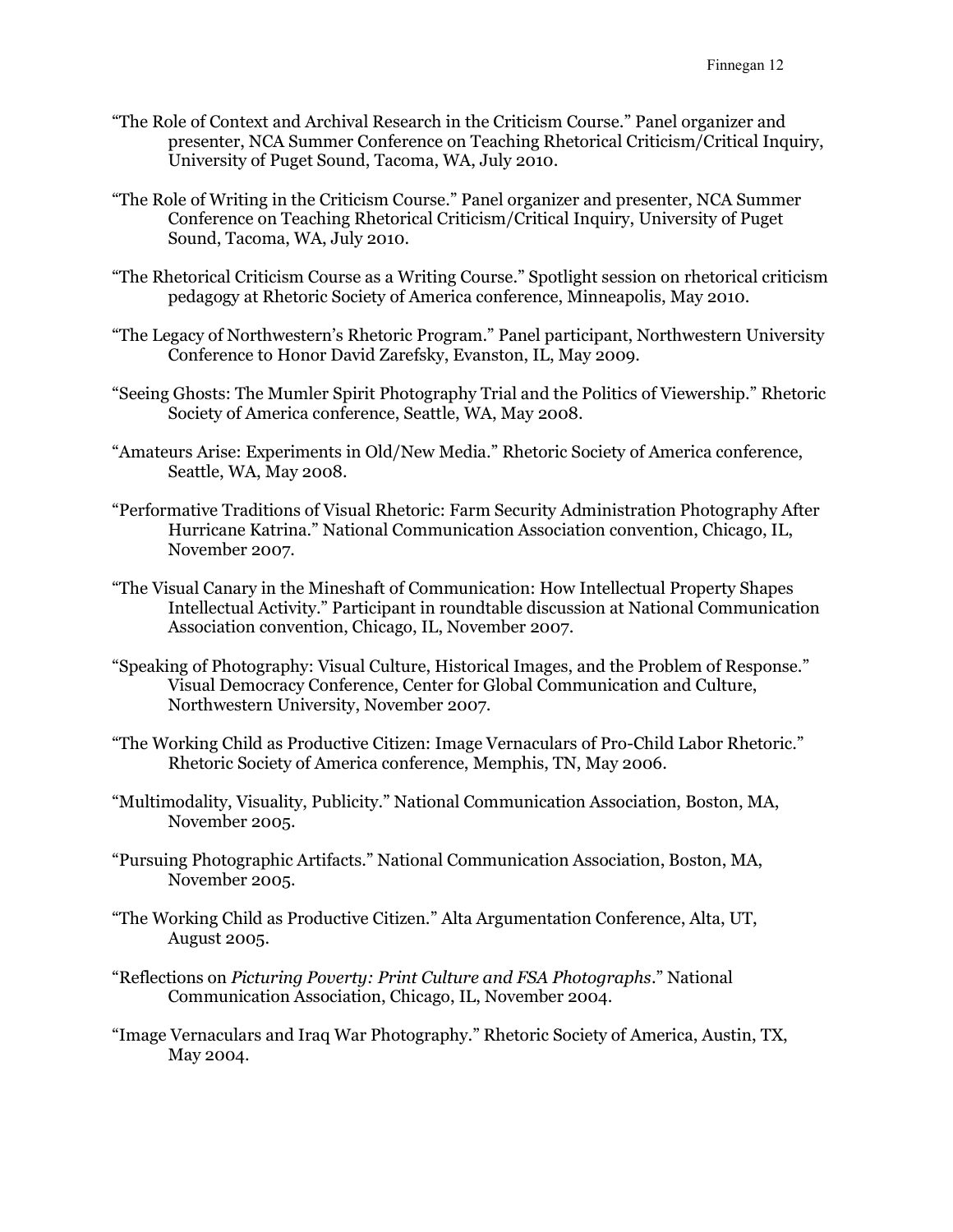“The Role of Context and Archival Research in the Criticism Course.” Panel organizer and presenter, NCA Summer Conference on Teaching Rhetorical Criticism/Critical Inquiry, University of Puget Sound, Tacoma, WA, July 2010.

“The Role of Writing in the Criticism Course.” Panel organizer and presenter, NCA Summer Conference on Teaching Rhetorical Criticism/Critical Inquiry, University of Puget Sound, Tacoma, WA, July 2010.

“The Rhetorical Criticism Course as a Writing Course.” Spotlight session on rhetorical criticism pedagogy at Rhetoric Society of America conference, Minneapolis, May 2010.

“The Legacy of Northwestern’s Rhetoric Program.” Panel participant, Northwestern University Conference to Honor David Zarefsky, Evanston, IL, May 2009.

“Seeing Ghosts: The Mumler Spirit Photography Trial and the Politics of Viewership.” Rhetoric Society of America conference, Seattle, WA, May 2008.

“Amateurs Arise: Experiments in Old/New Media.” Rhetoric Society of America conference, Seattle, WA, May 2008.

“Performative Traditions of Visual Rhetoric: Farm Security Administration Photography After Hurricane Katrina.” National Communication Association convention, Chicago, IL, November 2007.

“The Visual Canary in the Mineshaft of Communication: How Intellectual Property Shapes Intellectual Activity.” Participant in roundtable discussion at National Communication Association convention, Chicago, IL, November 2007.

“Speaking of Photography: Visual Culture, Historical Images, and the Problem of Response.” Visual Democracy Conference, Center for Global Communication and Culture, Northwestern University, November 2007.

“The Working Child as Productive Citizen: Image Vernaculars of Pro-Child Labor Rhetoric.” Rhetoric Society of America conference, Memphis, TN, May 2006.

“Multimodality, Visuality, Publicity.” National Communication Association, Boston, MA, November 2005.

“Pursuing Photographic Artifacts.” National Communication Association, Boston, MA, November 2005.

“The Working Child as Productive Citizen.” Alta Argumentation Conference, Alta, UT, August 2005.

“Reflections on *Picturing Poverty: Print Culture and FSA Photographs*.” National Communication Association, Chicago, IL, November 2004.

“Image Vernaculars and Iraq War Photography.” Rhetoric Society of America, Austin, TX, May 2004.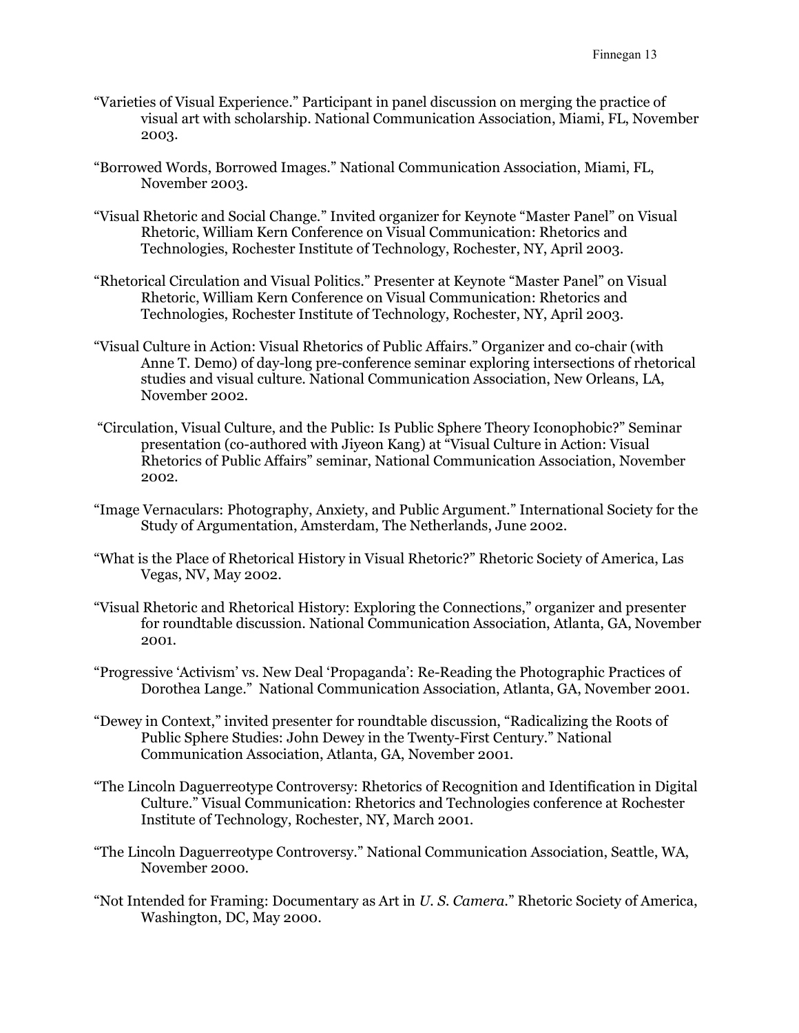"Varieties of Visual Experience." Participant in panel discussion on merging the practice of visual art with scholarship. National Communication Association, Miami, FL, November 2003.

"Borrowed Words, Borrowed Images." National Communication Association, Miami, FL, November 2003.

"Visual Rhetoric and Social Change." Invited organizer for Keynote "Master Panel" on Visual Rhetoric, William Kern Conference on Visual Communication: Rhetorics and Technologies, Rochester Institute of Technology, Rochester, NY, April 2003.

"Rhetorical Circulation and Visual Politics." Presenter at Keynote "Master Panel" on Visual Rhetoric, William Kern Conference on Visual Communication: Rhetorics and Technologies, Rochester Institute of Technology, Rochester, NY, April 2003.

"Visual Culture in Action: Visual Rhetorics of Public Affairs." Organizer and co-chair (with Anne T. Demo) of day-long pre-conference seminar exploring intersections of rhetorical studies and visual culture. National Communication Association, New Orleans, LA, November 2002.

"Circulation, Visual Culture, and the Public: Is Public Sphere Theory Iconophobic?" Seminar presentation (co-authored with Jiyeon Kang) at "Visual Culture in Action: Visual Rhetorics of Public Affairs" seminar, National Communication Association, November 2002.

"Image Vernaculars: Photography, Anxiety, and Public Argument." International Society for the Study of Argumentation, Amsterdam, The Netherlands, June 2002.

"What is the Place of Rhetorical History in Visual Rhetoric?" Rhetoric Society of America, Las Vegas, NV, May 2002.

"Visual Rhetoric and Rhetorical History: Exploring the Connections," organizer and presenter for roundtable discussion. National Communication Association, Atlanta, GA, November 2001.

"Progressive 'Activism' vs. New Deal 'Propaganda': Re-Reading the Photographic Practices of Dorothea Lange." National Communication Association, Atlanta, GA, November 2001.

"Dewey in Context," invited presenter for roundtable discussion, "Radicalizing the Roots of Public Sphere Studies: John Dewey in the Twenty-First Century." National Communication Association, Atlanta, GA, November 2001.

"The Lincoln Daguerreotype Controversy: Rhetorics of Recognition and Identification in Digital Culture." Visual Communication: Rhetorics and Technologies conference at Rochester Institute of Technology, Rochester, NY, March 2001.

"The Lincoln Daguerreotype Controversy." National Communication Association, Seattle, WA, November 2000.

"Not Intended for Framing: Documentary as Art in *U. S. Camera*." Rhetoric Society of America, Washington, DC, May 2000.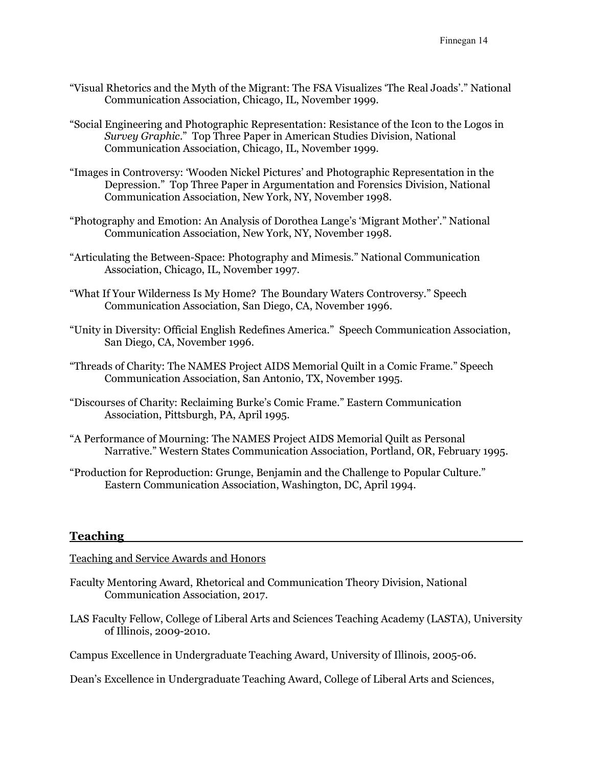"Visual Rhetorics and the Myth of the Migrant: The FSA Visualizes 'The Real Joads'." National Communication Association, Chicago, IL, November 1999.

"Social Engineering and Photographic Representation: Resistance of the Icon to the Logos in *Survey Graphic*." Top Three Paper in American Studies Division, National Communication Association, Chicago, IL, November 1999.

"Images in Controversy: 'Wooden Nickel Pictures' and Photographic Representation in the Depression." Top Three Paper in Argumentation and Forensics Division, National Communication Association, New York, NY, November 1998.

"Photography and Emotion: An Analysis of Dorothea Lange's 'Migrant Mother'." National Communication Association, New York, NY, November 1998.

"Articulating the Between-Space: Photography and Mimesis." National Communication Association, Chicago, IL, November 1997.

"What If Your Wilderness Is My Home? The Boundary Waters Controversy." Speech Communication Association, San Diego, CA, November 1996.

"Unity in Diversity: Official English Redefines America." Speech Communication Association, San Diego, CA, November 1996.

"Threads of Charity: The NAMES Project AIDS Memorial Quilt in a Comic Frame." Speech Communication Association, San Antonio, TX, November 1995.

"Discourses of Charity: Reclaiming Burke's Comic Frame." Eastern Communication Association, Pittsburgh, PA, April 1995.

"A Performance of Mourning: The NAMES Project AIDS Memorial Quilt as Personal Narrative." Western States Communication Association, Portland, OR, February 1995.

"Production for Reproduction: Grunge, Benjamin and the Challenge to Popular Culture." Eastern Communication Association, Washington, DC, April 1994.

## Teaching

### Teaching and Service Awards and Honors

Faculty Mentoring Award, Rhetorical and Communication Theory Division, National Communication Association, 2017.

LAS Faculty Fellow, College of Liberal Arts and Sciences Teaching Academy (LASTA), University of Illinois, 2009-2010.

Campus Excellence in Undergraduate Teaching Award, University of Illinois, 2005-06.

Dean's Excellence in Undergraduate Teaching Award, College of Liberal Arts and Sciences,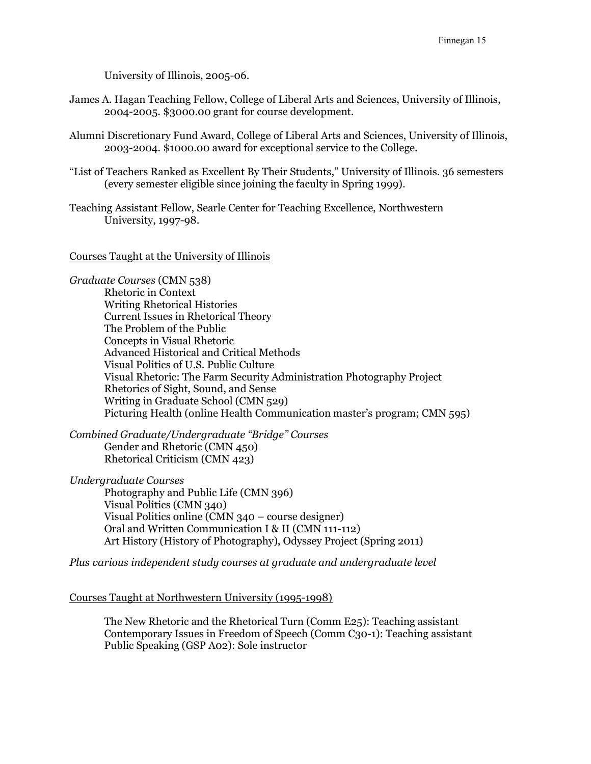University of Illinois, 2005-06.

James A. Hagan Teaching Fellow, College of Liberal Arts and Sciences, University of Illinois, 2004-2005. $3000.00 grant for course development.

Alumni Discretionary Fund Award, College of Liberal Arts and Sciences, University of Illinois, 2003-2004. $1000.00 award for exceptional service to the College.

"List of Teachers Ranked as Excellent By Their Students," University of Illinois. 36 semesters (every semester eligible since joining the faculty in Spring 1999).

Teaching Assistant Fellow, Searle Center for Teaching Excellence, Northwestern University, 1997-98.

Courses Taught at the University of Illinois

*Graduate Courses* (CMN 538)

- Rhetoric in Context
- Writing Rhetorical Histories
- Current Issues in Rhetorical Theory
- The Problem of the Public
- Concepts in Visual Rhetoric
- Advanced Historical and Critical Methods
- Visual Politics of U.S. Public Culture
- Visual Rhetoric: The Farm Security Administration Photography Project
- Rhetorics of Sight, Sound, and Sense
- Writing in Graduate School (CMN 529)
- Picturing Health (online Health Communication master's program; CMN 595)

*Combined Graduate/Undergraduate "Bridge" Courses*

- Gender and Rhetoric (CMN 450)
- Rhetorical Criticism (CMN 423)

*Undergraduate Courses*

- Photography and Public Life (CMN 396)
- Visual Politics (CMN 340)
- Visual Politics online (CMN 340 – course designer)
- Oral and Written Communication I & II (CMN 111-112)
- Art History (History of Photography), Odyssey Project (Spring 2011)

*Plus various independent study courses at graduate and undergraduate level*

Courses Taught at Northwestern University (1995-1998)

- The New Rhetoric and the Rhetorical Turn (Comm E25): Teaching assistant
- Contemporary Issues in Freedom of Speech (Comm C30-1): Teaching assistant
- Public Speaking (GSP A02): Sole instructor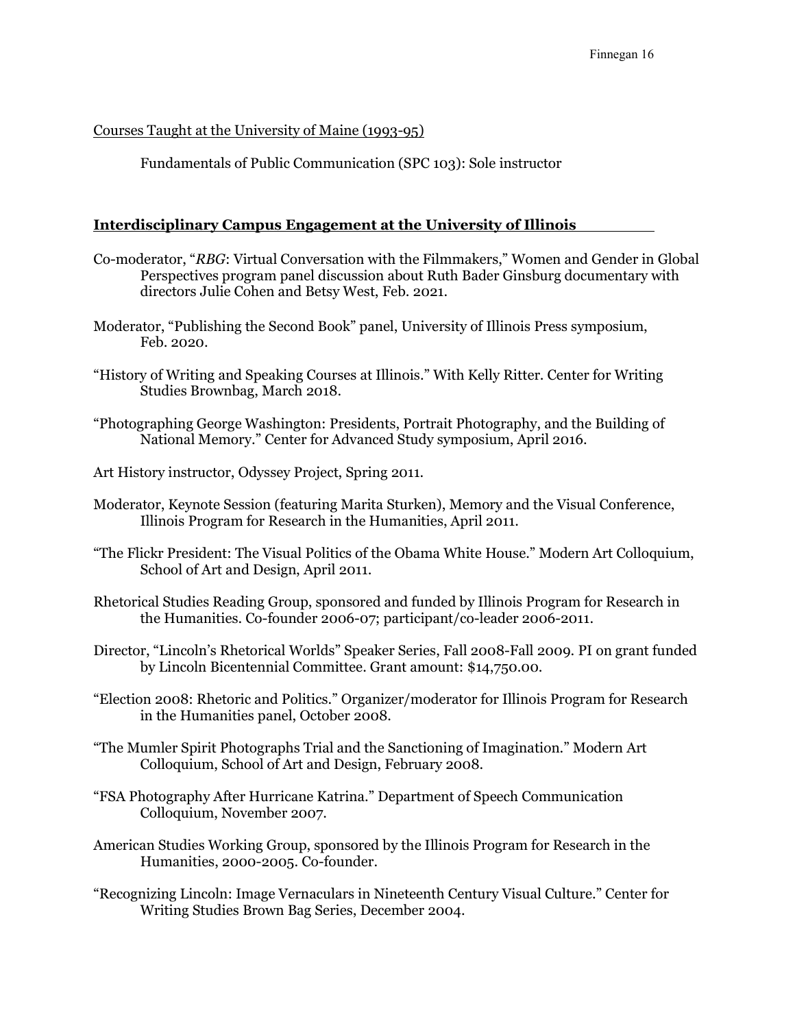Courses Taught at the University of Maine (1993-95)

Fundamentals of Public Communication (SPC 103): Sole instructor

## Interdisciplinary Campus Engagement at the University of Illinois

Co-moderator, "*RBG*: Virtual Conversation with the Filmmakers," Women and Gender in Global Perspectives program panel discussion about Ruth Bader Ginsburg documentary with directors Julie Cohen and Betsy West, Feb. 2021.

Moderator, "Publishing the Second Book" panel, University of Illinois Press symposium, Feb. 2020.

"History of Writing and Speaking Courses at Illinois." With Kelly Ritter. Center for Writing Studies Brownbag, March 2018.

"Photographing George Washington: Presidents, Portrait Photography, and the Building of National Memory." Center for Advanced Study symposium, April 2016.

Art History instructor, Odyssey Project, Spring 2011.

Moderator, Keynote Session (featuring Marita Sturken), Memory and the Visual Conference, Illinois Program for Research in the Humanities, April 2011.

"The Flickr President: The Visual Politics of the Obama White House." Modern Art Colloquium, School of Art and Design, April 2011.

Rhetorical Studies Reading Group, sponsored and funded by Illinois Program for Research in the Humanities. Co-founder 2006-07; participant/co-leader 2006-2011.

Director, "Lincoln's Rhetorical Worlds" Speaker Series, Fall 2008-Fall 2009. PI on grant funded by Lincoln Bicentennial Committee. Grant amount: $14,750.00.

"Election 2008: Rhetoric and Politics." Organizer/moderator for Illinois Program for Research in the Humanities panel, October 2008.

"The Mumler Spirit Photographs Trial and the Sanctioning of Imagination." Modern Art Colloquium, School of Art and Design, February 2008.

"FSA Photography After Hurricane Katrina." Department of Speech Communication Colloquium, November 2007.

American Studies Working Group, sponsored by the Illinois Program for Research in the Humanities, 2000-2005. Co-founder.

"Recognizing Lincoln: Image Vernaculars in Nineteenth Century Visual Culture." Center for Writing Studies Brown Bag Series, December 2004.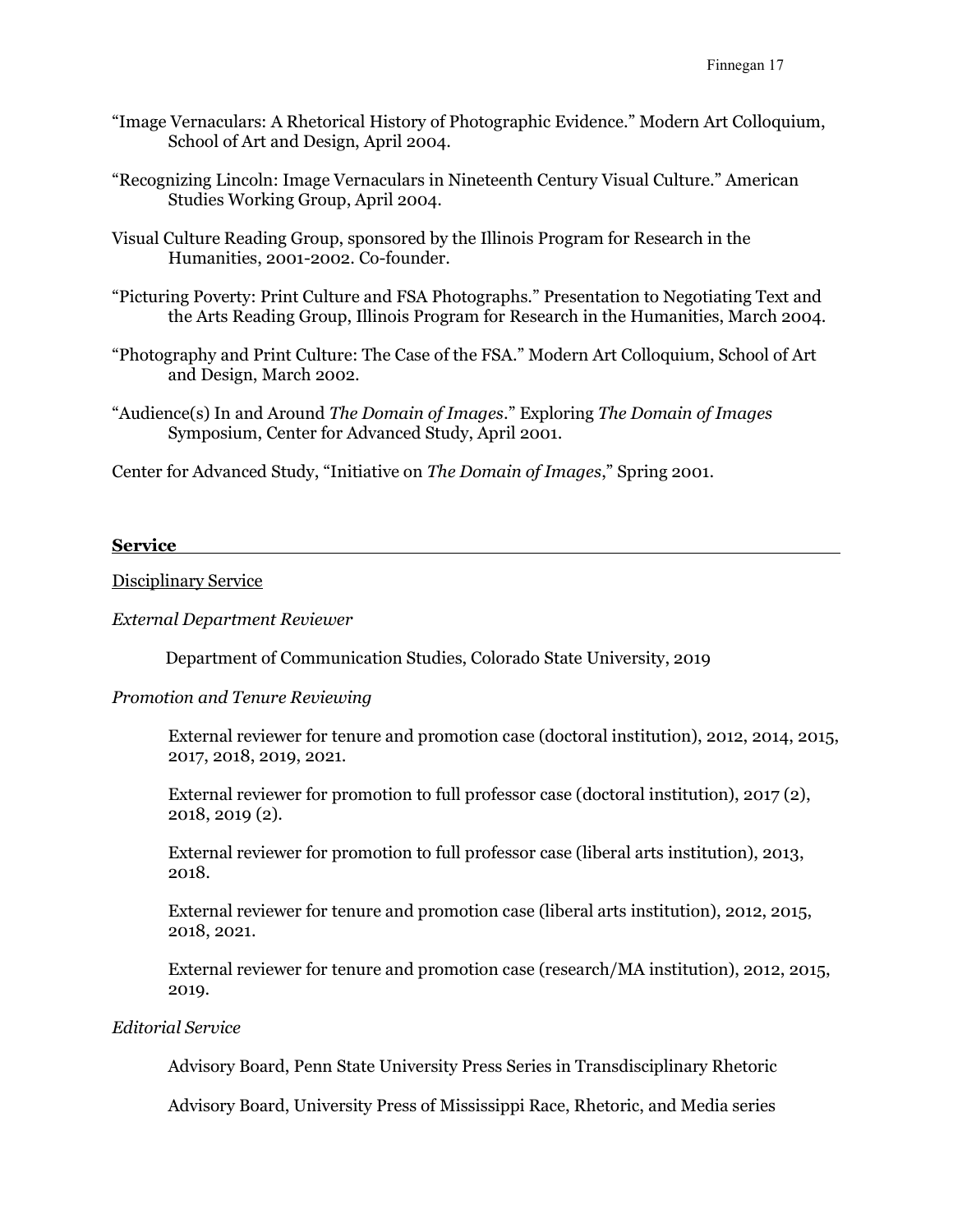"Image Vernaculars: A Rhetorical History of Photographic Evidence." Modern Art Colloquium, School of Art and Design, April 2004.

"Recognizing Lincoln: Image Vernaculars in Nineteenth Century Visual Culture." American Studies Working Group, April 2004.

Visual Culture Reading Group, sponsored by the Illinois Program for Research in the Humanities, 2001-2002. Co-founder.

"Picturing Poverty: Print Culture and FSA Photographs." Presentation to Negotiating Text and the Arts Reading Group, Illinois Program for Research in the Humanities, March 2004.

"Photography and Print Culture: The Case of the FSA." Modern Art Colloquium, School of Art and Design, March 2002.

"Audience(s) In and Around *The Domain of Images*." Exploring *The Domain of Images* Symposium, Center for Advanced Study, April 2001.

Center for Advanced Study, "Initiative on *The Domain of Images*," Spring 2001.

## Service

Disciplinary Service

*External Department Reviewer*

Department of Communication Studies, Colorado State University, 2019

*Promotion and Tenure Reviewing*

External reviewer for tenure and promotion case (doctoral institution), 2012, 2014, 2015, 2017, 2018, 2019, 2021.

External reviewer for promotion to full professor case (doctoral institution), 2017 (2), 2018, 2019 (2).

External reviewer for promotion to full professor case (liberal arts institution), 2013, 2018.

External reviewer for tenure and promotion case (liberal arts institution), 2012, 2015, 2018, 2021.

External reviewer for tenure and promotion case (research/MA institution), 2012, 2015, 2019.

*Editorial Service*

Advisory Board, Penn State University Press Series in Transdisciplinary Rhetoric

Advisory Board, University Press of Mississippi Race, Rhetoric, and Media series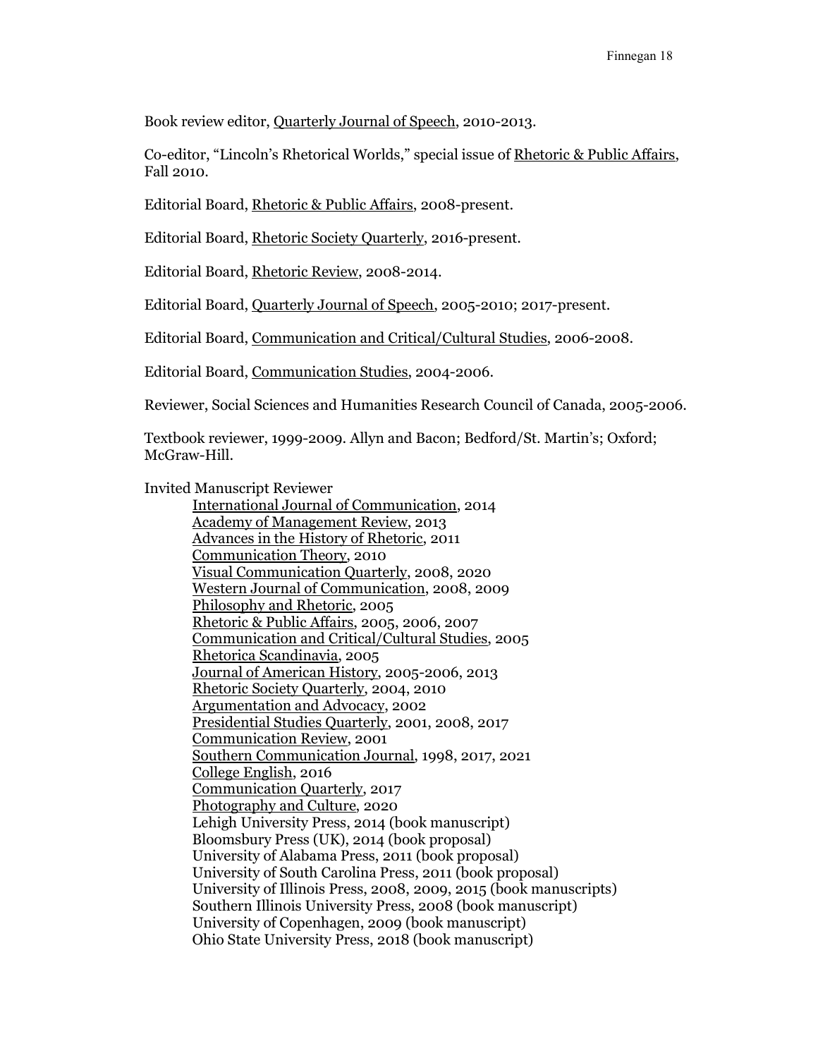Book review editor, Quarterly Journal of Speech, 2010-2013.

Co-editor, "Lincoln's Rhetorical Worlds," special issue of Rhetoric & Public Affairs, Fall 2010.

Editorial Board, Rhetoric & Public Affairs, 2008-present.

Editorial Board, Rhetoric Society Quarterly, 2016-present.

Editorial Board, Rhetoric Review, 2008-2014.

Editorial Board, Quarterly Journal of Speech, 2005-2010; 2017-present.

Editorial Board, Communication and Critical/Cultural Studies, 2006-2008.

Editorial Board, Communication Studies, 2004-2006.

Reviewer, Social Sciences and Humanities Research Council of Canada, 2005-2006.

Textbook reviewer, 1999-2009. Allyn and Bacon; Bedford/St. Martin's; Oxford; McGraw-Hill.

Invited Manuscript Reviewer

- International Journal of Communication, 2014
- Academy of Management Review, 2013
- Advances in the History of Rhetoric, 2011
- Communication Theory, 2010
- Visual Communication Quarterly, 2008, 2020
- Western Journal of Communication, 2008, 2009
- Philosophy and Rhetoric, 2005
- Rhetoric & Public Affairs, 2005, 2006, 2007
- Communication and Critical/Cultural Studies, 2005
- Rhetorica Scandinavia, 2005
- Journal of American History, 2005-2006, 2013
- Rhetoric Society Quarterly, 2004, 2010
- Argumentation and Advocacy, 2002
- Presidential Studies Quarterly, 2001, 2008, 2017
- Communication Review, 2001
- Southern Communication Journal, 1998, 2017, 2021
- College English, 2016
- Communication Quarterly, 2017
- Photography and Culture, 2020
- Lehigh University Press, 2014 (book manuscript)
- Bloomsbury Press (UK), 2014 (book proposal)
- University of Alabama Press, 2011 (book proposal)
- University of South Carolina Press, 2011 (book proposal)
- University of Illinois Press, 2008, 2009, 2015 (book manuscripts)
- Southern Illinois University Press, 2008 (book manuscript)
- University of Copenhagen, 2009 (book manuscript)
- Ohio State University Press, 2018 (book manuscript)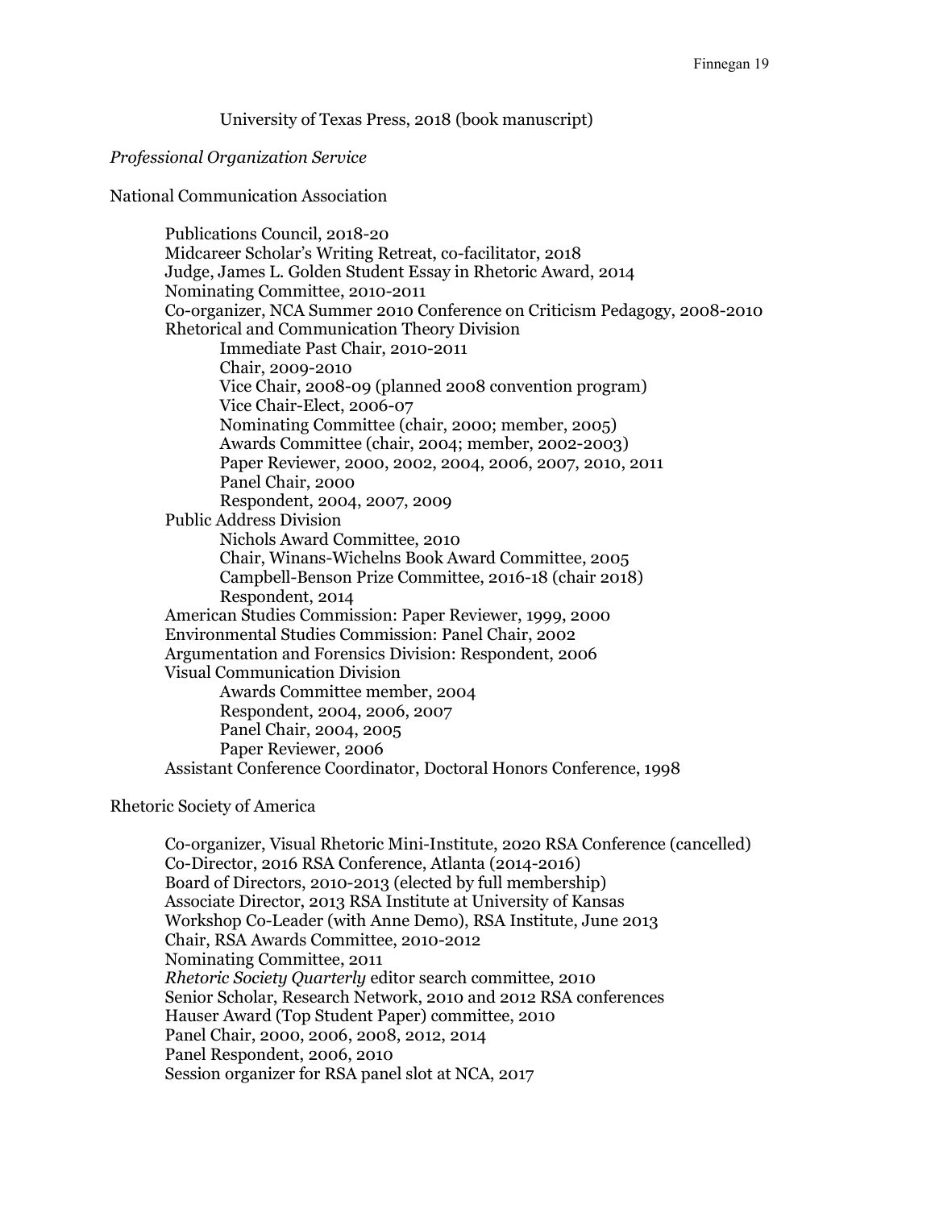University of Texas Press, 2018 (book manuscript)

*Professional Organization Service*

National Communication Association

- Publications Council, 2018-20
- Midcareer Scholar's Writing Retreat, co-facilitator, 2018
- Judge, James L. Golden Student Essay in Rhetoric Award, 2014
- Nominating Committee, 2010-2011
- Co-organizer, NCA Summer 2010 Conference on Criticism Pedagogy, 2008-2010
- Rhetorical and Communication Theory Division
  - Immediate Past Chair, 2010-2011
  - Chair, 2009-2010
  - Vice Chair, 2008-09 (planned 2008 convention program)
  - Vice Chair-Elect, 2006-07
  - Nominating Committee (chair, 2000; member, 2005)
  - Awards Committee (chair, 2004; member, 2002-2003)
  - Paper Reviewer, 2000, 2002, 2004, 2006, 2007, 2010, 2011
  - Panel Chair, 2000
  - Respondent, 2004, 2007, 2009
- Public Address Division
  - Nichols Award Committee, 2010
  - Chair, Winans-Wichelns Book Award Committee, 2005
  - Campbell-Benson Prize Committee, 2016-18 (chair 2018)
  - Respondent, 2014
- American Studies Commission: Paper Reviewer, 1999, 2000
- Environmental Studies Commission: Panel Chair, 2002
- Argumentation and Forensics Division: Respondent, 2006
- Visual Communication Division
  - Awards Committee member, 2004
  - Respondent, 2004, 2006, 2007
  - Panel Chair, 2004, 2005
  - Paper Reviewer, 2006
- Assistant Conference Coordinator, Doctoral Honors Conference, 1998

Rhetoric Society of America

- Co-organizer, Visual Rhetoric Mini-Institute, 2020 RSA Conference (cancelled)
- Co-Director, 2016 RSA Conference, Atlanta (2014-2016)
- Board of Directors, 2010-2013 (elected by full membership)
- Associate Director, 2013 RSA Institute at University of Kansas
- Workshop Co-Leader (with Anne Demo), RSA Institute, June 2013
- Chair, RSA Awards Committee, 2010-2012
- Nominating Committee, 2011
- *Rhetoric Society Quarterly* editor search committee, 2010
- Senior Scholar, Research Network, 2010 and 2012 RSA conferences
- Hauser Award (Top Student Paper) committee, 2010
- Panel Chair, 2000, 2006, 2008, 2012, 2014
- Panel Respondent, 2006, 2010
- Session organizer for RSA panel slot at NCA, 2017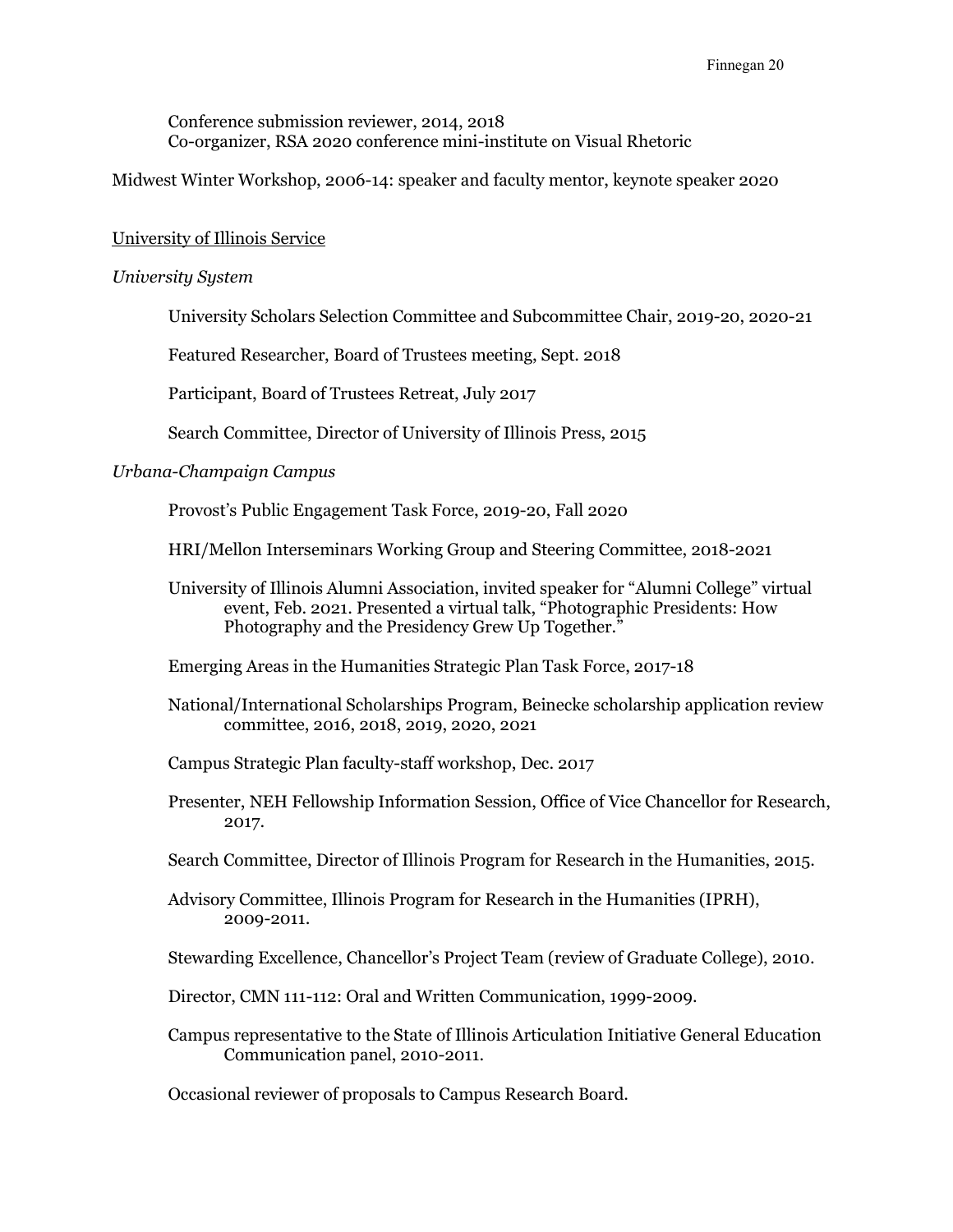Conference submission reviewer, 2014, 2018
Co-organizer, RSA 2020 conference mini-institute on Visual Rhetoric

Midwest Winter Workshop, 2006-14: speaker and faculty mentor, keynote speaker 2020

<u>University of Illinois Service</u>

*University System*

University Scholars Selection Committee and Subcommittee Chair, 2019-20, 2020-21

Featured Researcher, Board of Trustees meeting, Sept. 2018

Participant, Board of Trustees Retreat, July 2017

Search Committee, Director of University of Illinois Press, 2015

*Urbana-Champaign Campus*

Provost's Public Engagement Task Force, 2019-20, Fall 2020

HRI/Mellon Interseminars Working Group and Steering Committee, 2018-2021

University of Illinois Alumni Association, invited speaker for "Alumni College" virtual event, Feb. 2021. Presented a virtual talk, "Photographic Presidents: How Photography and the Presidency Grew Up Together."

Emerging Areas in the Humanities Strategic Plan Task Force, 2017-18

National/International Scholarships Program, Beinecke scholarship application review committee, 2016, 2018, 2019, 2020, 2021

Campus Strategic Plan faculty-staff workshop, Dec. 2017

Presenter, NEH Fellowship Information Session, Office of Vice Chancellor for Research, 2017.

Search Committee, Director of Illinois Program for Research in the Humanities, 2015.

Advisory Committee, Illinois Program for Research in the Humanities (IPRH), 2009-2011.

Stewarding Excellence, Chancellor's Project Team (review of Graduate College), 2010.

Director, CMN 111-112: Oral and Written Communication, 1999-2009.

Campus representative to the State of Illinois Articulation Initiative General Education Communication panel, 2010-2011.

Occasional reviewer of proposals to Campus Research Board.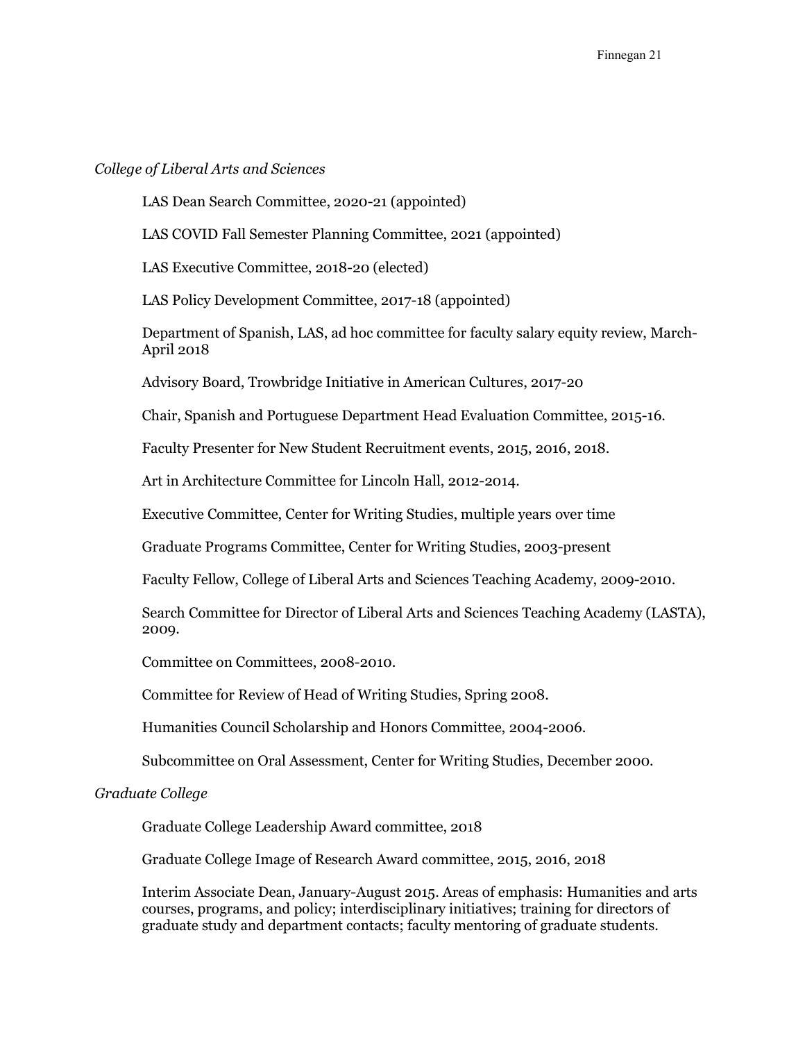*College of Liberal Arts and Sciences*

LAS Dean Search Committee, 2020-21 (appointed)

LAS COVID Fall Semester Planning Committee, 2021 (appointed)

LAS Executive Committee, 2018-20 (elected)

LAS Policy Development Committee, 2017-18 (appointed)

Department of Spanish, LAS, ad hoc committee for faculty salary equity review, March-April 2018

Advisory Board, Trowbridge Initiative in American Cultures, 2017-20

Chair, Spanish and Portuguese Department Head Evaluation Committee, 2015-16.

Faculty Presenter for New Student Recruitment events, 2015, 2016, 2018.

Art in Architecture Committee for Lincoln Hall, 2012-2014.

Executive Committee, Center for Writing Studies, multiple years over time

Graduate Programs Committee, Center for Writing Studies, 2003-present

Faculty Fellow, College of Liberal Arts and Sciences Teaching Academy, 2009-2010.

Search Committee for Director of Liberal Arts and Sciences Teaching Academy (LASTA), 2009.

Committee on Committees, 2008-2010.

Committee for Review of Head of Writing Studies, Spring 2008.

Humanities Council Scholarship and Honors Committee, 2004-2006.

Subcommittee on Oral Assessment, Center for Writing Studies, December 2000.

*Graduate College*

Graduate College Leadership Award committee, 2018

Graduate College Image of Research Award committee, 2015, 2016, 2018

Interim Associate Dean, January-August 2015. Areas of emphasis: Humanities and arts courses, programs, and policy; interdisciplinary initiatives; training for directors of graduate study and department contacts; faculty mentoring of graduate students.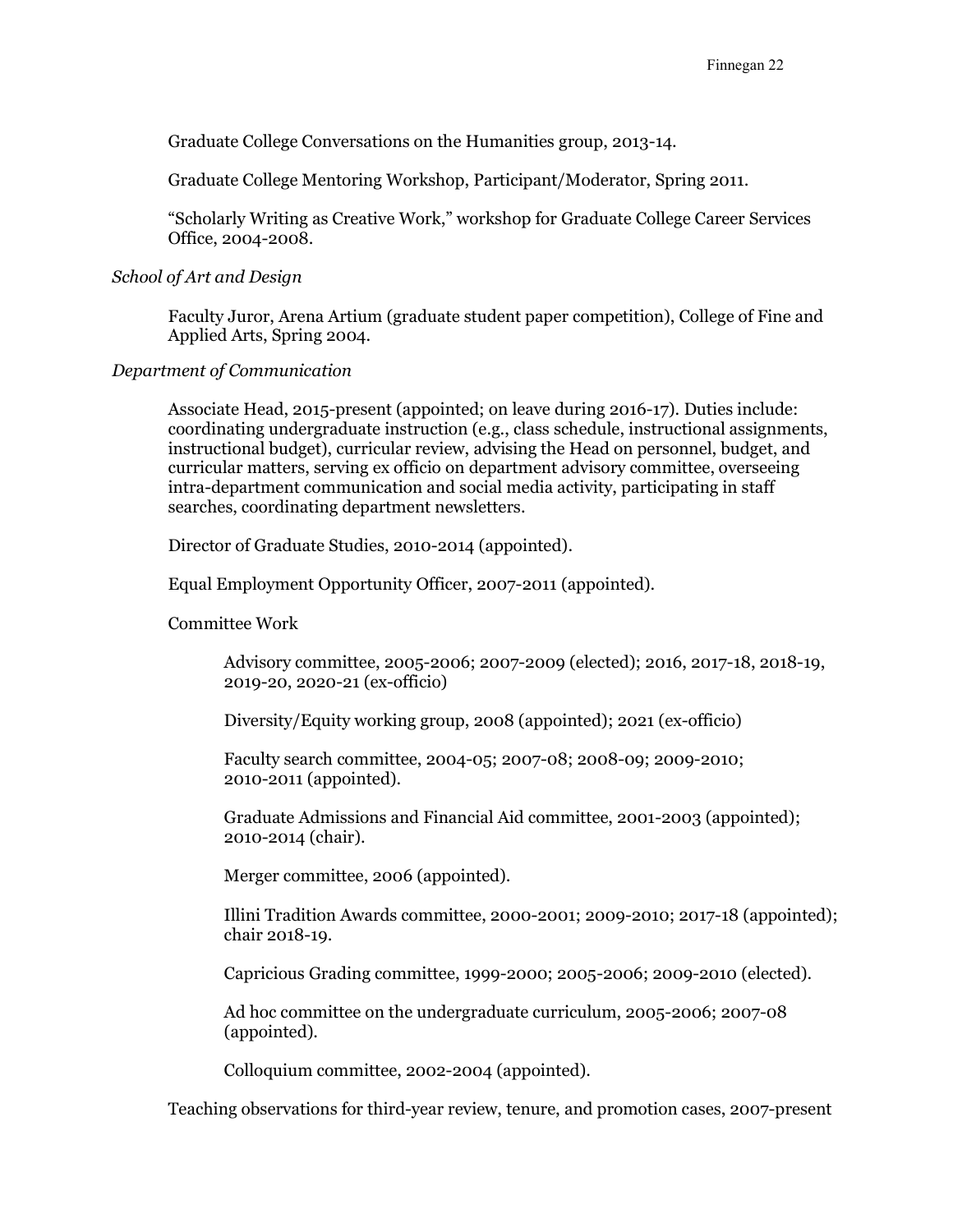Graduate College Conversations on the Humanities group, 2013-14.

Graduate College Mentoring Workshop, Participant/Moderator, Spring 2011.

"Scholarly Writing as Creative Work," workshop for Graduate College Career Services Office, 2004-2008.

*School of Art and Design*

Faculty Juror, Arena Artium (graduate student paper competition), College of Fine and Applied Arts, Spring 2004.

*Department of Communication*

Associate Head, 2015-present (appointed; on leave during 2016-17). Duties include: coordinating undergraduate instruction (e.g., class schedule, instructional assignments, instructional budget), curricular review, advising the Head on personnel, budget, and curricular matters, serving ex officio on department advisory committee, overseeing intra-department communication and social media activity, participating in staff searches, coordinating department newsletters.

Director of Graduate Studies, 2010-2014 (appointed).

Equal Employment Opportunity Officer, 2007-2011 (appointed).

Committee Work

Advisory committee, 2005-2006; 2007-2009 (elected); 2016, 2017-18, 2018-19, 2019-20, 2020-21 (ex-officio)

Diversity/Equity working group, 2008 (appointed); 2021 (ex-officio)

Faculty search committee, 2004-05; 2007-08; 2008-09; 2009-2010; 2010-2011 (appointed).

Graduate Admissions and Financial Aid committee, 2001-2003 (appointed); 2010-2014 (chair).

Merger committee, 2006 (appointed).

Illini Tradition Awards committee, 2000-2001; 2009-2010; 2017-18 (appointed); chair 2018-19.

Capricious Grading committee, 1999-2000; 2005-2006; 2009-2010 (elected).

Ad hoc committee on the undergraduate curriculum, 2005-2006; 2007-08 (appointed).

Colloquium committee, 2002-2004 (appointed).

Teaching observations for third-year review, tenure, and promotion cases, 2007-present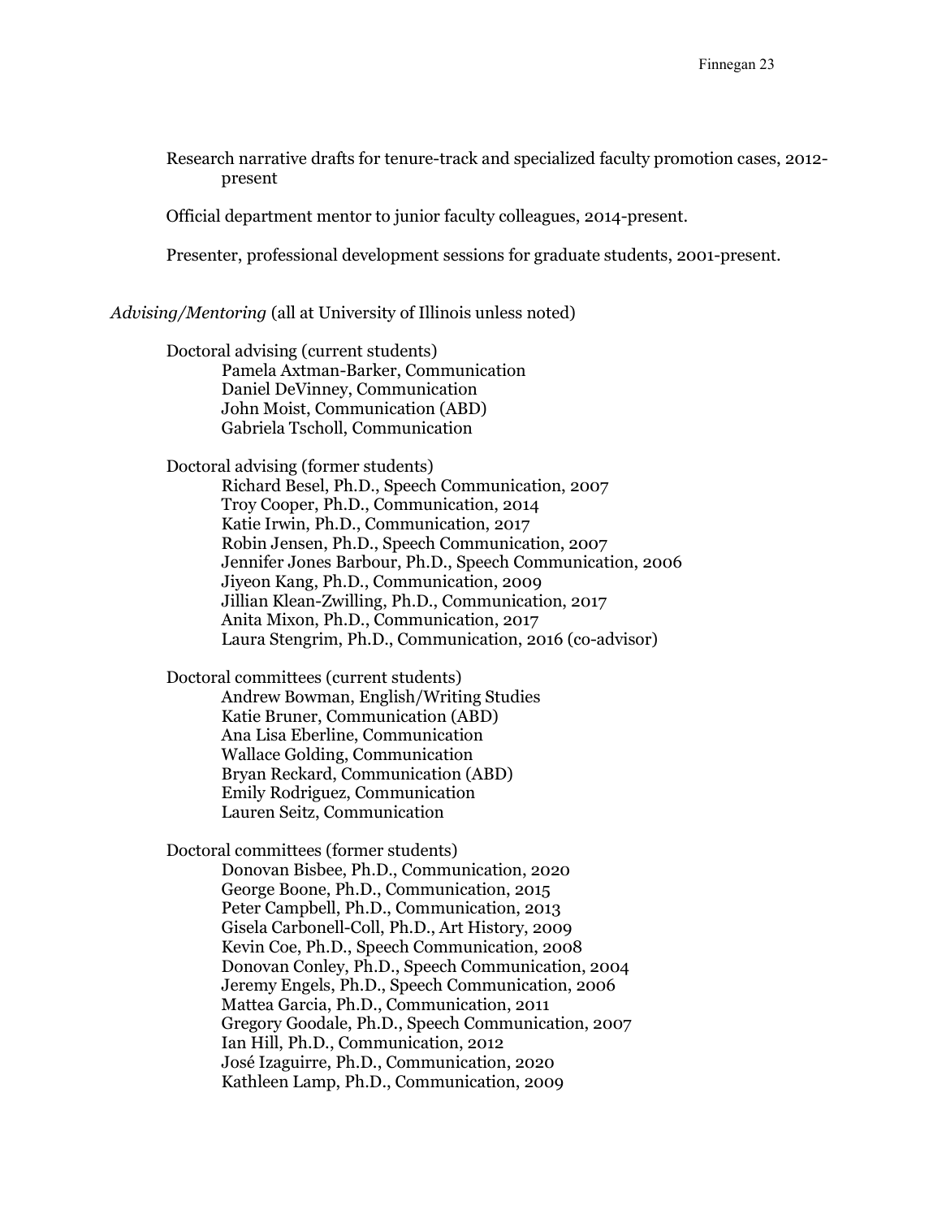Research narrative drafts for tenure-track and specialized faculty promotion cases, 2012-present

Official department mentor to junior faculty colleagues, 2014-present.

Presenter, professional development sessions for graduate students, 2001-present.

*Advising/Mentoring* (all at University of Illinois unless noted)

Doctoral advising (current students)
- Pamela Axtman-Barker, Communication
- Daniel DeVinney, Communication
- John Moist, Communication (ABD)
- Gabriela Tscholl, Communication

Doctoral advising (former students)
- Richard Besel, Ph.D., Speech Communication, 2007
- Troy Cooper, Ph.D., Communication, 2014
- Katie Irwin, Ph.D., Communication, 2017
- Robin Jensen, Ph.D., Speech Communication, 2007
- Jennifer Jones Barbour, Ph.D., Speech Communication, 2006
- Jiyeon Kang, Ph.D., Communication, 2009
- Jillian Klean-Zwilling, Ph.D., Communication, 2017
- Anita Mixon, Ph.D., Communication, 2017
- Laura Stengrim, Ph.D., Communication, 2016 (co-advisor)

Doctoral committees (current students)
- Andrew Bowman, English/Writing Studies
- Katie Bruner, Communication (ABD)
- Ana Lisa Eberline, Communication
- Wallace Golding, Communication
- Bryan Reckard, Communication (ABD)
- Emily Rodriguez, Communication
- Lauren Seitz, Communication

Doctoral committees (former students)
- Donovan Bisbee, Ph.D., Communication, 2020
- George Boone, Ph.D., Communication, 2015
- Peter Campbell, Ph.D., Communication, 2013
- Gisela Carbonell-Coll, Ph.D., Art History, 2009
- Kevin Coe, Ph.D., Speech Communication, 2008
- Donovan Conley, Ph.D., Speech Communication, 2004
- Jeremy Engels, Ph.D., Speech Communication, 2006
- Mattea Garcia, Ph.D., Communication, 2011
- Gregory Goodale, Ph.D., Speech Communication, 2007
- Ian Hill, Ph.D., Communication, 2012
- José Izaguirre, Ph.D., Communication, 2020
- Kathleen Lamp, Ph.D., Communication, 2009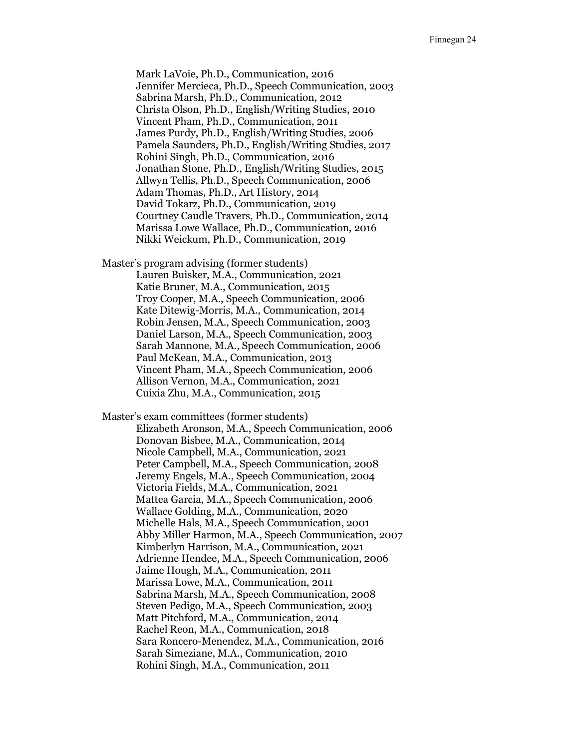Mark LaVoie, Ph.D., Communication, 2016
Jennifer Mercieca, Ph.D., Speech Communication, 2003
Sabrina Marsh, Ph.D., Communication, 2012
Christa Olson, Ph.D., English/Writing Studies, 2010
Vincent Pham, Ph.D., Communication, 2011
James Purdy, Ph.D., English/Writing Studies, 2006
Pamela Saunders, Ph.D., English/Writing Studies, 2017
Rohini Singh, Ph.D., Communication, 2016
Jonathan Stone, Ph.D., English/Writing Studies, 2015
Allwyn Tellis, Ph.D., Speech Communication, 2006
Adam Thomas, Ph.D., Art History, 2014
David Tokarz, Ph.D., Communication, 2019
Courtney Caudle Travers, Ph.D., Communication, 2014
Marissa Lowe Wallace, Ph.D., Communication, 2016
Nikki Weickum, Ph.D., Communication, 2019

Master's program advising (former students)

Lauren Buisker, M.A., Communication, 2021
Katie Bruner, M.A., Communication, 2015
Troy Cooper, M.A., Speech Communication, 2006
Kate Ditewig-Morris, M.A., Communication, 2014
Robin Jensen, M.A., Speech Communication, 2003
Daniel Larson, M.A., Speech Communication, 2003
Sarah Mannone, M.A., Speech Communication, 2006
Paul McKean, M.A., Communication, 2013
Vincent Pham, M.A., Speech Communication, 2006
Allison Vernon, M.A., Communication, 2021
Cuixia Zhu, M.A., Communication, 2015

Master's exam committees (former students)

Elizabeth Aronson, M.A., Speech Communication, 2006
Donovan Bisbee, M.A., Communication, 2014
Nicole Campbell, M.A., Communication, 2021
Peter Campbell, M.A., Speech Communication, 2008
Jeremy Engels, M.A., Speech Communication, 2004
Victoria Fields, M.A., Communication, 2021
Mattea Garcia, M.A., Speech Communication, 2006
Wallace Golding, M.A., Communication, 2020
Michelle Hals, M.A., Speech Communication, 2001
Abby Miller Harmon, M.A., Speech Communication, 2007
Kimberlyn Harrison, M.A., Communication, 2021
Adrienne Hendee, M.A., Speech Communication, 2006
Jaime Hough, M.A., Communication, 2011
Marissa Lowe, M.A., Communication, 2011
Sabrina Marsh, M.A., Speech Communication, 2008
Steven Pedigo, M.A., Speech Communication, 2003
Matt Pitchford, M.A., Communication, 2014
Rachel Reon, M.A., Communication, 2018
Sara Roncero-Menendez, M.A., Communication, 2016
Sarah Simeziane, M.A., Communication, 2010
Rohini Singh, M.A., Communication, 2011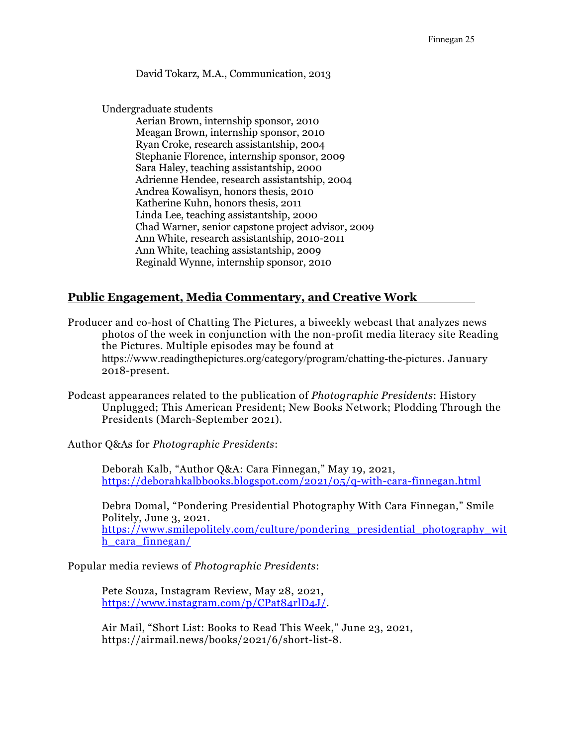David Tokarz, M.A., Communication, 2013

Undergraduate students

Aerian Brown, internship sponsor, 2010
Meagan Brown, internship sponsor, 2010
Ryan Croke, research assistantship, 2004
Stephanie Florence, internship sponsor, 2009
Sara Haley, teaching assistantship, 2000
Adrienne Hendee, research assistantship, 2004
Andrea Kowalisyn, honors thesis, 2010
Katherine Kuhn, honors thesis, 2011
Linda Lee, teaching assistantship, 2000
Chad Warner, senior capstone project advisor, 2009
Ann White, research assistantship, 2010-2011
Ann White, teaching assistantship, 2009
Reginald Wynne, internship sponsor, 2010

## Public Engagement, Media Commentary, and Creative Work

Producer and co-host of Chatting The Pictures, a biweekly webcast that analyzes news photos of the week in conjunction with the non-profit media literacy site Reading the Pictures. Multiple episodes may be found at https://www.readingthepictures.org/category/program/chatting-the-pictures. January 2018-present.

Podcast appearances related to the publication of *Photographic Presidents*: History Unplugged; This American President; New Books Network; Plodding Through the Presidents (March-September 2021).

Author Q&As for *Photographic Presidents*:

Deborah Kalb, "Author Q&A: Cara Finnegan," May 19, 2021, https://deborahkalbbooks.blogspot.com/2021/05/q-with-cara-finnegan.html

Debra Domal, "Pondering Presidential Photography With Cara Finnegan," Smile Politely, June 3, 2021. https://www.smilepolitely.com/culture/pondering_presidential_photography_with_cara_finnegan/

Popular media reviews of *Photographic Presidents*:

Pete Souza, Instagram Review, May 28, 2021, https://www.instagram.com/p/CPat84rlD4J/.

Air Mail, "Short List: Books to Read This Week," June 23, 2021, https://airmail.news/books/2021/6/short-list-8.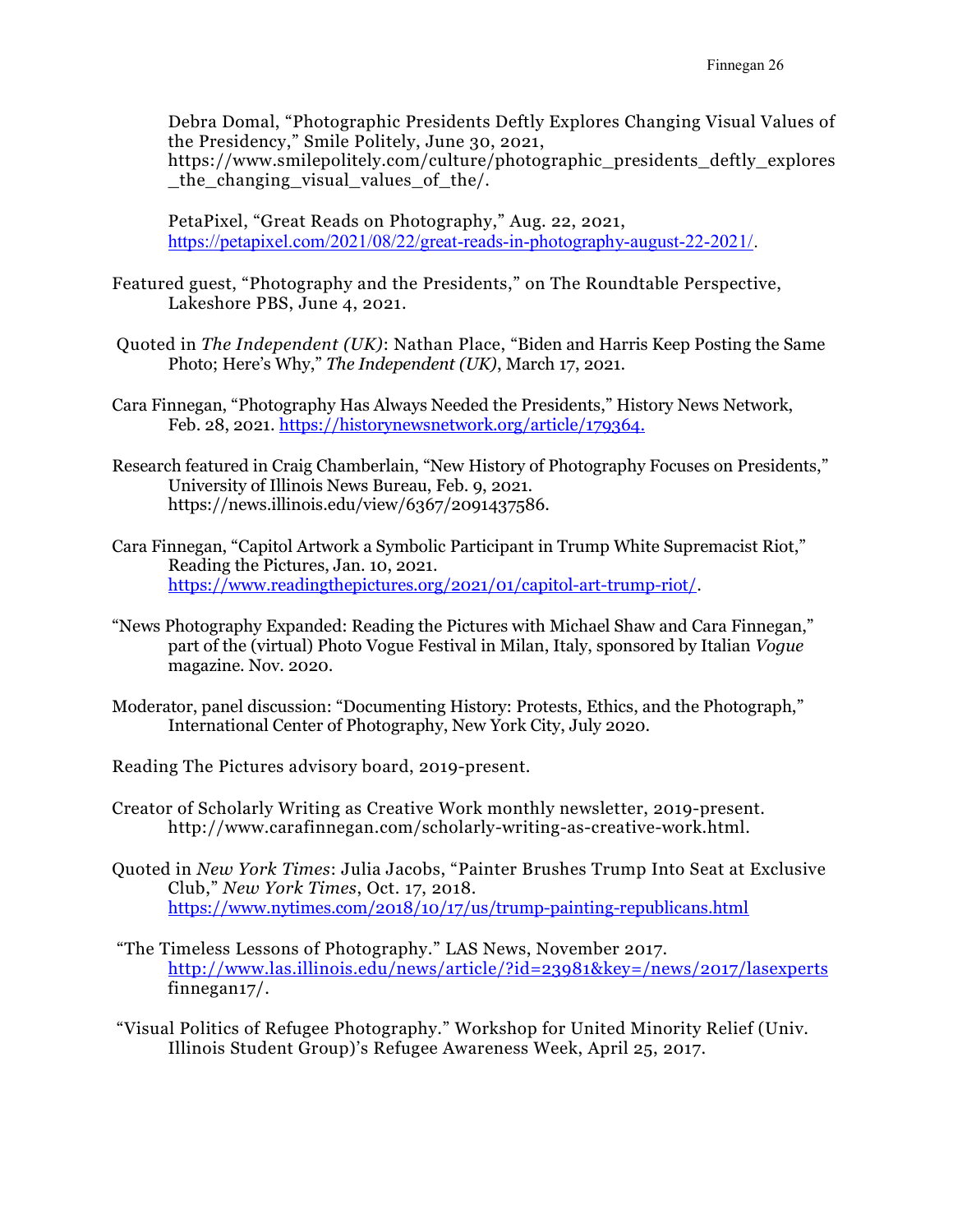Debra Domal, "Photographic Presidents Deftly Explores Changing Visual Values of the Presidency," Smile Politely, June 30, 2021, https://www.smilepolitely.com/culture/photographic_presidents_deftly_explores_the_changing_visual_values_of_the/.

PetaPixel, "Great Reads on Photography," Aug. 22, 2021, https://petapixel.com/2021/08/22/great-reads-in-photography-august-22-2021/.

Featured guest, "Photography and the Presidents," on The Roundtable Perspective, Lakeshore PBS, June 4, 2021.

Quoted in *The Independent (UK)*: Nathan Place, "Biden and Harris Keep Posting the Same Photo; Here's Why," *The Independent (UK)*, March 17, 2021.

Cara Finnegan, "Photography Has Always Needed the Presidents," History News Network, Feb. 28, 2021. https://historynewsnetwork.org/article/179364.

Research featured in Craig Chamberlain, "New History of Photography Focuses on Presidents," University of Illinois News Bureau, Feb. 9, 2021. https://news.illinois.edu/view/6367/2091437586.

Cara Finnegan, "Capitol Artwork a Symbolic Participant in Trump White Supremacist Riot," Reading the Pictures, Jan. 10, 2021. https://www.readingthepictures.org/2021/01/capitol-art-trump-riot/.

"News Photography Expanded: Reading the Pictures with Michael Shaw and Cara Finnegan," part of the (virtual) Photo Vogue Festival in Milan, Italy, sponsored by Italian *Vogue* magazine. Nov. 2020.

Moderator, panel discussion: "Documenting History: Protests, Ethics, and the Photograph," International Center of Photography, New York City, July 2020.

Reading The Pictures advisory board, 2019-present.

Creator of Scholarly Writing as Creative Work monthly newsletter, 2019-present. http://www.carafinnegan.com/scholarly-writing-as-creative-work.html.

Quoted in *New York Times*: Julia Jacobs, "Painter Brushes Trump Into Seat at Exclusive Club," *New York Times*, Oct. 17, 2018. https://www.nytimes.com/2018/10/17/us/trump-painting-republicans.html

"The Timeless Lessons of Photography." LAS News, November 2017. http://www.las.illinois.edu/news/article/?id=23981&key=/news/2017/lasexperts finnegan17/.

"Visual Politics of Refugee Photography." Workshop for United Minority Relief (Univ. Illinois Student Group)'s Refugee Awareness Week, April 25, 2017.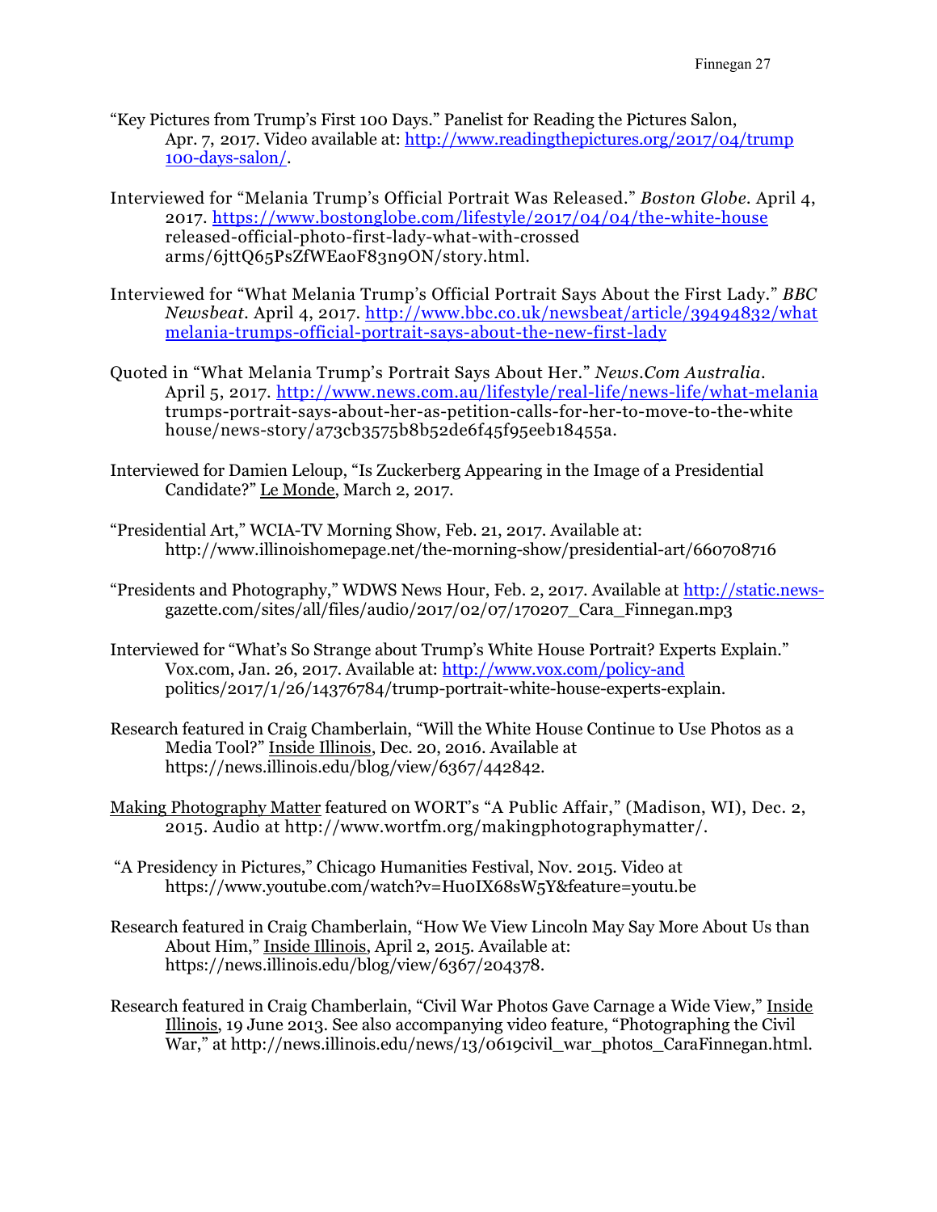"Key Pictures from Trump's First 100 Days." Panelist for Reading the Pictures Salon, Apr. 7, 2017. Video available at: http://www.readingthepictures.org/2017/04/trump 100-days-salon/.

Interviewed for "Melania Trump's Official Portrait Was Released." *Boston Globe.* April 4, 2017. https://www.bostonglobe.com/lifestyle/2017/04/04/the-white-house released-official-photo-first-lady-what-with-crossed arms/6jttQ65PsZfWEaoF83n9ON/story.html.

Interviewed for "What Melania Trump's Official Portrait Says About the First Lady." *BBC Newsbeat.* April 4, 2017. http://www.bbc.co.uk/newsbeat/article/39494832/what melania-trumps-official-portrait-says-about-the-new-first-lady

Quoted in "What Melania Trump's Portrait Says About Her." *News.Com Australia.* April 5, 2017. http://www.news.com.au/lifestyle/real-life/news-life/what-melania trumps-portrait-says-about-her-as-petition-calls-for-her-to-move-to-the-white house/news-story/a73cb3575b8b52de6f45f95eeb18455a.

Interviewed for Damien Leloup, "Is Zuckerberg Appearing in the Image of a Presidential Candidate?" Le Monde, March 2, 2017.

"Presidential Art," WCIA-TV Morning Show, Feb. 21, 2017. Available at: http://www.illinoishomepage.net/the-morning-show/presidential-art/660708716

"Presidents and Photography," WDWS News Hour, Feb. 2, 2017. Available at http://static.news-gazette.com/sites/all/files/audio/2017/02/07/170207_Cara_Finnegan.mp3

Interviewed for "What's So Strange about Trump's White House Portrait? Experts Explain." Vox.com, Jan. 26, 2017. Available at: http://www.vox.com/policy-and politics/2017/1/26/14376784/trump-portrait-white-house-experts-explain.

Research featured in Craig Chamberlain, "Will the White House Continue to Use Photos as a Media Tool?" Inside Illinois, Dec. 20, 2016. Available at https://news.illinois.edu/blog/view/6367/442842.

Making Photography Matter featured on WORT's "A Public Affair," (Madison, WI), Dec. 2, 2015. Audio at http://www.wortfm.org/makingphotographymatter/.

"A Presidency in Pictures," Chicago Humanities Festival, Nov. 2015. Video at https://www.youtube.com/watch?v=Hu0IX68sW5Y&feature=youtu.be

Research featured in Craig Chamberlain, "How We View Lincoln May Say More About Us than About Him," Inside Illinois, April 2, 2015. Available at: https://news.illinois.edu/blog/view/6367/204378.

Research featured in Craig Chamberlain, "Civil War Photos Gave Carnage a Wide View," Inside Illinois, 19 June 2013. See also accompanying video feature, "Photographing the Civil War," at http://news.illinois.edu/news/13/0619civil_war_photos_CaraFinnegan.html.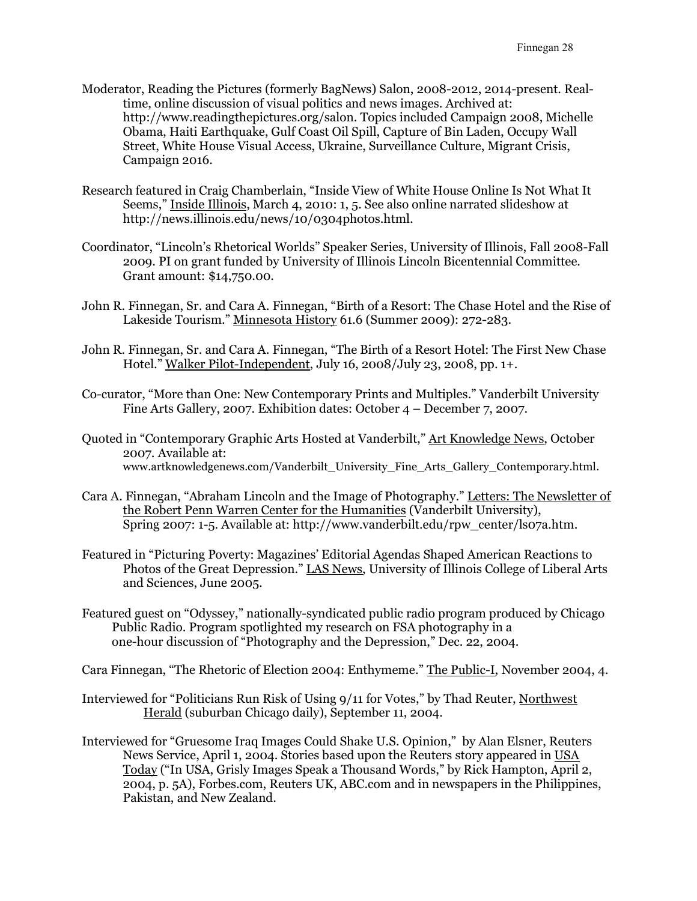Moderator, Reading the Pictures (formerly BagNews) Salon, 2008-2012, 2014-present. Real-time, online discussion of visual politics and news images. Archived at: http://www.readingthepictures.org/salon. Topics included Campaign 2008, Michelle Obama, Haiti Earthquake, Gulf Coast Oil Spill, Capture of Bin Laden, Occupy Wall Street, White House Visual Access, Ukraine, Surveillance Culture, Migrant Crisis, Campaign 2016.

Research featured in Craig Chamberlain, "Inside View of White House Online Is Not What It Seems," Inside Illinois, March 4, 2010: 1, 5. See also online narrated slideshow at http://news.illinois.edu/news/10/0304photos.html.

Coordinator, "Lincoln's Rhetorical Worlds" Speaker Series, University of Illinois, Fall 2008-Fall 2009. PI on grant funded by University of Illinois Lincoln Bicentennial Committee. Grant amount: $14,750.00.

John R. Finnegan, Sr. and Cara A. Finnegan, "Birth of a Resort: The Chase Hotel and the Rise of Lakeside Tourism." Minnesota History 61.6 (Summer 2009): 272-283.

John R. Finnegan, Sr. and Cara A. Finnegan, "The Birth of a Resort Hotel: The First New Chase Hotel." Walker Pilot-Independent, July 16, 2008/July 23, 2008, pp. 1+.

Co-curator, "More than One: New Contemporary Prints and Multiples." Vanderbilt University Fine Arts Gallery, 2007. Exhibition dates: October 4 – December 7, 2007.

Quoted in "Contemporary Graphic Arts Hosted at Vanderbilt," Art Knowledge News, October 2007. Available at: www.artknowledgenews.com/Vanderbilt_University_Fine_Arts_Gallery_Contemporary.html.

Cara A. Finnegan, "Abraham Lincoln and the Image of Photography." Letters: The Newsletter of the Robert Penn Warren Center for the Humanities (Vanderbilt University), Spring 2007: 1-5. Available at: http://www.vanderbilt.edu/rpw_center/ls07a.htm.

Featured in "Picturing Poverty: Magazines' Editorial Agendas Shaped American Reactions to Photos of the Great Depression." LAS News, University of Illinois College of Liberal Arts and Sciences, June 2005.

Featured guest on "Odyssey," nationally-syndicated public radio program produced by Chicago Public Radio. Program spotlighted my research on FSA photography in a one-hour discussion of "Photography and the Depression," Dec. 22, 2004.

Cara Finnegan, "The Rhetoric of Election 2004: Enthymeme." The Public-I, November 2004, 4.

Interviewed for "Politicians Run Risk of Using 9/11 for Votes," by Thad Reuter, Northwest Herald (suburban Chicago daily), September 11, 2004.

Interviewed for "Gruesome Iraq Images Could Shake U.S. Opinion," by Alan Elsner, Reuters News Service, April 1, 2004. Stories based upon the Reuters story appeared in USA Today ("In USA, Grisly Images Speak a Thousand Words," by Rick Hampton, April 2, 2004, p. 5A), Forbes.com, Reuters UK, ABC.com and in newspapers in the Philippines, Pakistan, and New Zealand.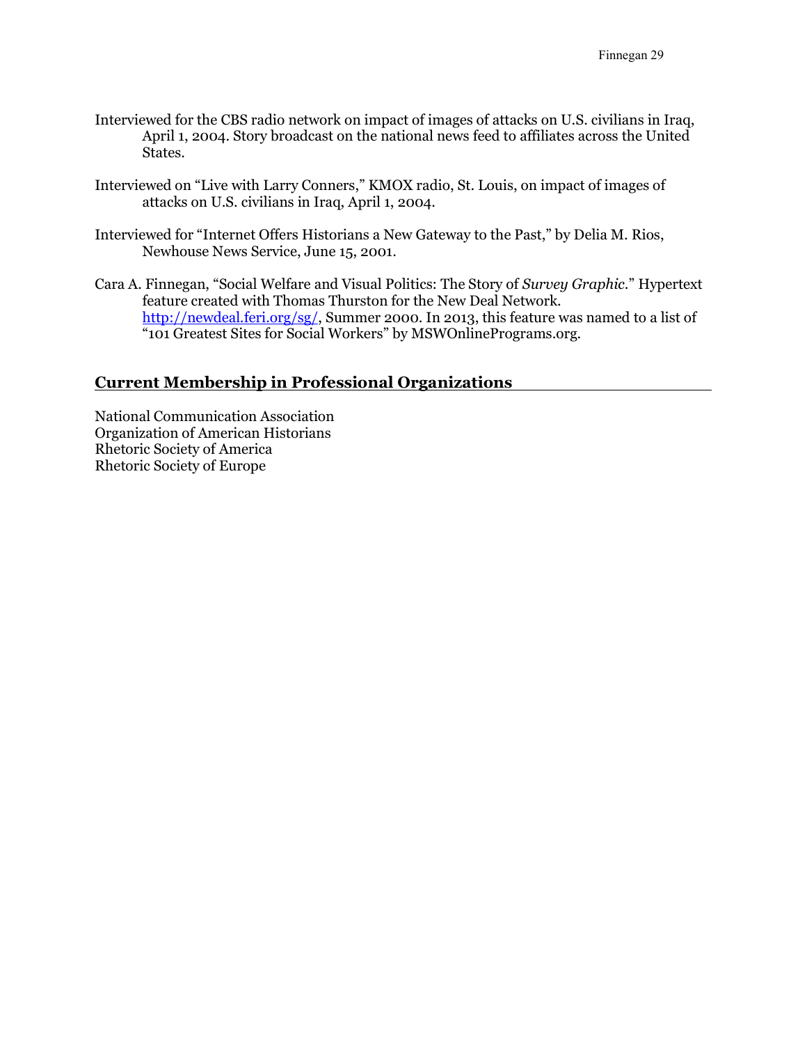Interviewed for the CBS radio network on impact of images of attacks on U.S. civilians in Iraq, April 1, 2004. Story broadcast on the national news feed to affiliates across the United States.

Interviewed on "Live with Larry Conners," KMOX radio, St. Louis, on impact of images of attacks on U.S. civilians in Iraq, April 1, 2004.

Interviewed for "Internet Offers Historians a New Gateway to the Past," by Delia M. Rios, Newhouse News Service, June 15, 2001.

Cara A. Finnegan, "Social Welfare and Visual Politics: The Story of *Survey Graphic*." Hypertext feature created with Thomas Thurston for the New Deal Network. http://newdeal.feri.org/sg/, Summer 2000. In 2013, this feature was named to a list of "101 Greatest Sites for Social Workers" by MSWOnlinePrograms.org.

## Current Membership in Professional Organizations

National Communication Association
Organization of American Historians
Rhetoric Society of America
Rhetoric Society of Europe